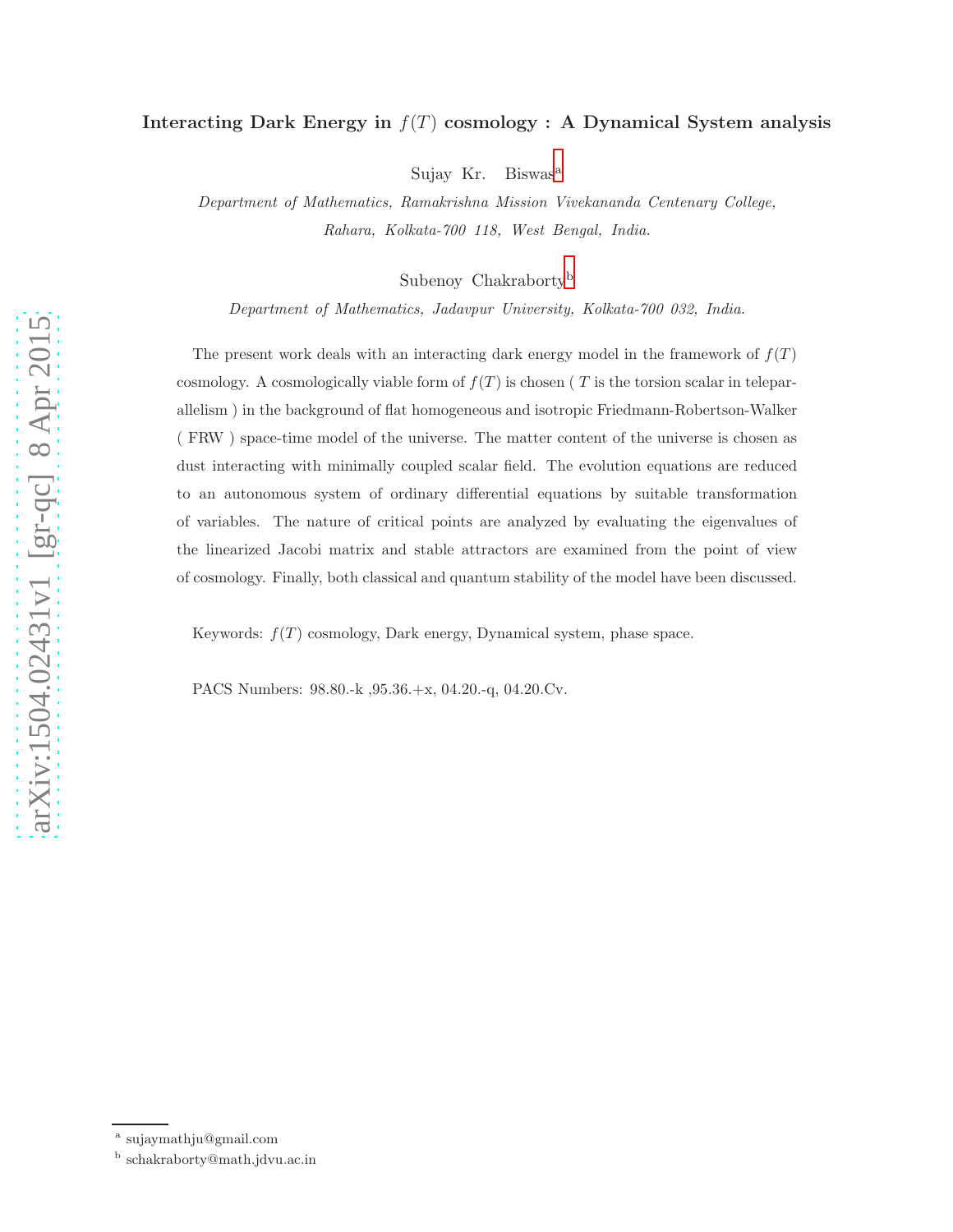# Interacting Dark Energy in $f(T)$ cosmology : A Dynamical System analysis

Sujay Kr. Biswas[a]

*Department of Mathematics, Ramakrishna Mission Vivekananda Centenary College, Rahara, Kolkata-700 118, West Bengal, India.*

Subenoy Chakraborty[b]

*Department of Mathematics, Jadavpur University, Kolkata-700 032, India.*

The present work deals with an interacting dark energy model in the framework of $f(T)$ cosmology. A cosmologically viable form of $f(T)$ is chosen ( $T$ is the torsion scalar in teleparallelism ) in the background of flat homogeneous and isotropic Friedmann-Robertson-Walker ( FRW ) space-time model of the universe. The matter content of the universe is chosen as dust interacting with minimally coupled scalar field. The evolution equations are reduced to an autonomous system of ordinary differential equations by suitable transformation of variables. The nature of critical points are analyzed by evaluating the eigenvalues of the linearized Jacobi matrix and stable attractors are examined from the point of view of cosmology. Finally, both classical and quantum stability of the model have been discussed.

Keywords: $f(T)$ cosmology, Dark energy, Dynamical system, phase space.

PACS Numbers: 98.80.-k ,95.36.+x, 04.20.-q, 04.20.Cv.

---

[a] sujaymathju@gmail.com

[b] schakraborty@math.jdvu.ac.in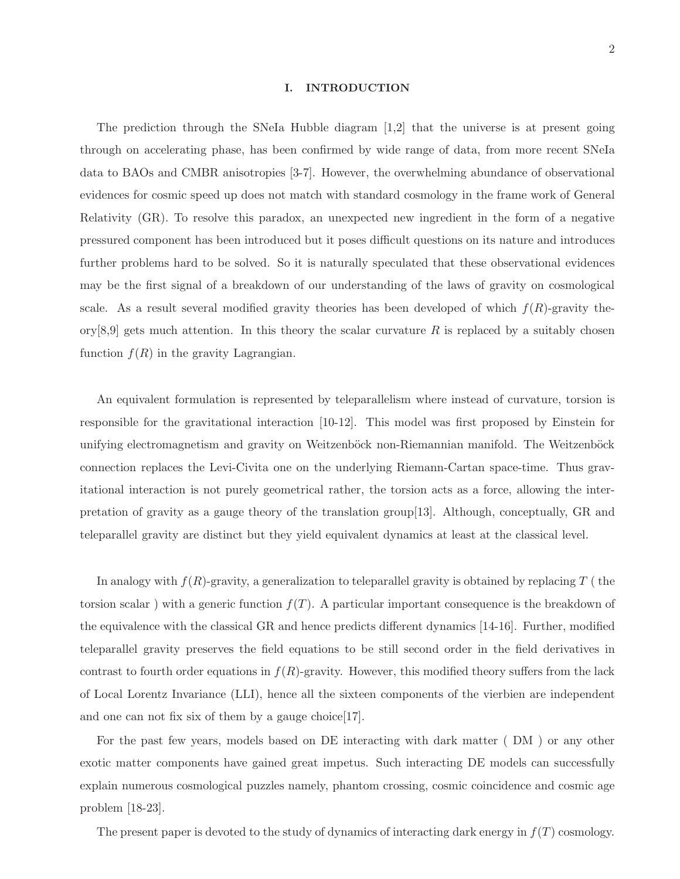## I. INTRODUCTION

The prediction through the SNeIa Hubble diagram [1,2] that the universe is at present going through on accelerating phase, has been confirmed by wide range of data, from more recent SNeIa data to BAOs and CMBR anisotropies [3-7]. However, the overwhelming abundance of observational evidences for cosmic speed up does not match with standard cosmology in the frame work of General Relativity (GR). To resolve this paradox, an unexpected new ingredient in the form of a negative pressured component has been introduced but it poses difficult questions on its nature and introduces further problems hard to be solved. So it is naturally speculated that these observational evidences may be the first signal of a breakdown of our understanding of the laws of gravity on cosmological scale. As a result several modified gravity theories has been developed of which $f(R)$-gravity theory[8,9] gets much attention. In this theory the scalar curvature $R$ is replaced by a suitably chosen function $f(R)$ in the gravity Lagrangian.

An equivalent formulation is represented by teleparallelism where instead of curvature, torsion is responsible for the gravitational interaction [10-12]. This model was first proposed by Einstein for unifying electromagnetism and gravity on Weitzenböck non-Riemannian manifold. The Weitzenböck connection replaces the Levi-Civita one on the underlying Riemann-Cartan space-time. Thus gravitational interaction is not purely geometrical rather, the torsion acts as a force, allowing the interpretation of gravity as a gauge theory of the translation group[13]. Although, conceptually, GR and teleparallel gravity are distinct but they yield equivalent dynamics at least at the classical level.

In analogy with $f(R)$-gravity, a generalization to teleparallel gravity is obtained by replacing $T$ ( the torsion scalar ) with a generic function $f(T)$. A particular important consequence is the breakdown of the equivalence with the classical GR and hence predicts different dynamics [14-16]. Further, modified teleparallel gravity preserves the field equations to be still second order in the field derivatives in contrast to fourth order equations in $f(R)$-gravity. However, this modified theory suffers from the lack of Local Lorentz Invariance (LLI), hence all the sixteen components of the vierbien are independent and one can not fix six of them by a gauge choice[17].

For the past few years, models based on DE interacting with dark matter ( DM ) or any other exotic matter components have gained great impetus. Such interacting DE models can successfully explain numerous cosmological puzzles namely, phantom crossing, cosmic coincidence and cosmic age problem [18-23].

The present paper is devoted to the study of dynamics of interacting dark energy in $f(T)$ cosmology.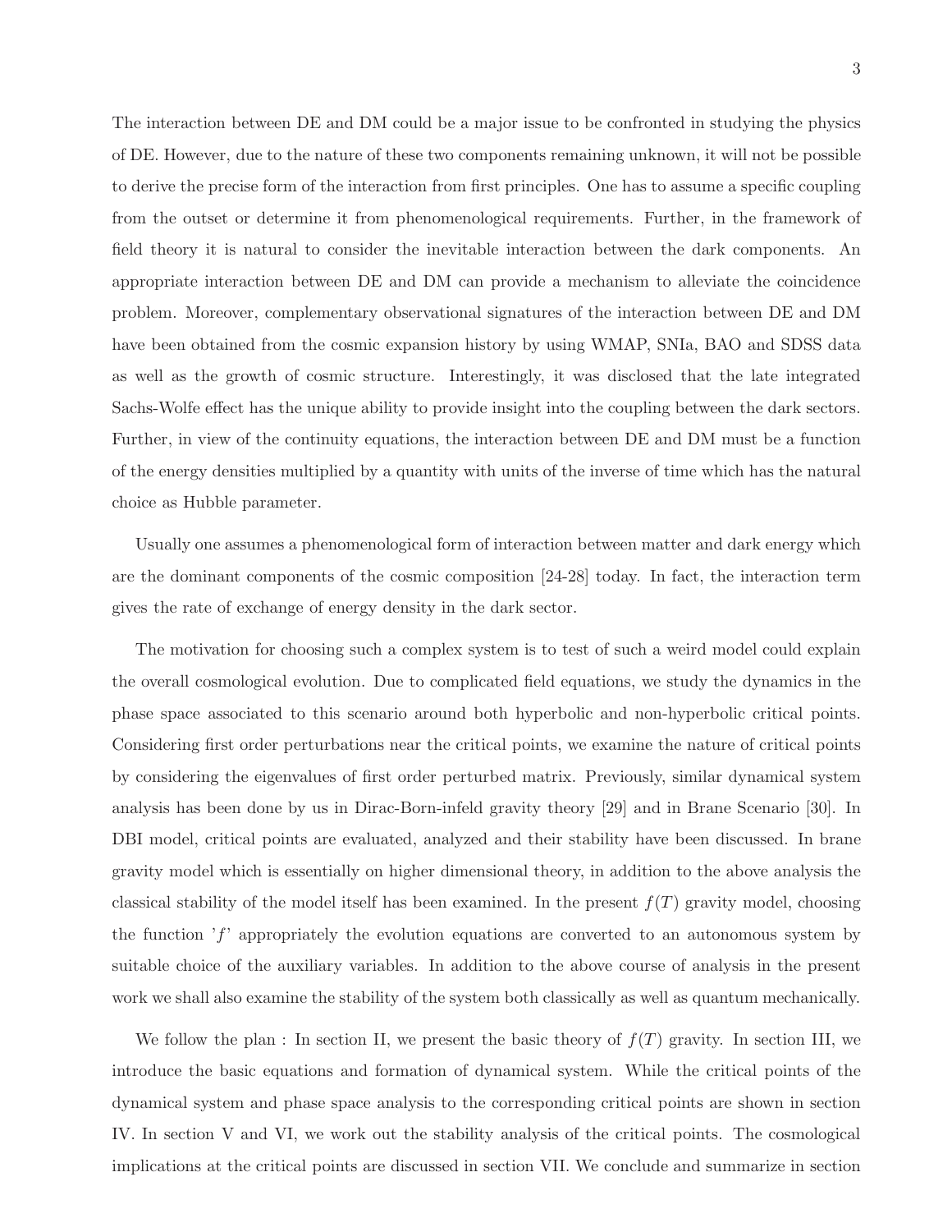The interaction between DE and DM could be a major issue to be confronted in studying the physics of DE. However, due to the nature of these two components remaining unknown, it will not be possible to derive the precise form of the interaction from first principles. One has to assume a specific coupling from the outset or determine it from phenomenological requirements. Further, in the framework of field theory it is natural to consider the inevitable interaction between the dark components. An appropriate interaction between DE and DM can provide a mechanism to alleviate the coincidence problem. Moreover, complementary observational signatures of the interaction between DE and DM have been obtained from the cosmic expansion history by using WMAP, SNIa, BAO and SDSS data as well as the growth of cosmic structure. Interestingly, it was disclosed that the late integrated Sachs-Wolfe effect has the unique ability to provide insight into the coupling between the dark sectors. Further, in view of the continuity equations, the interaction between DE and DM must be a function of the energy densities multiplied by a quantity with units of the inverse of time which has the natural choice as Hubble parameter.

Usually one assumes a phenomenological form of interaction between matter and dark energy which are the dominant components of the cosmic composition [24-28] today. In fact, the interaction term gives the rate of exchange of energy density in the dark sector.

The motivation for choosing such a complex system is to test of such a weird model could explain the overall cosmological evolution. Due to complicated field equations, we study the dynamics in the phase space associated to this scenario around both hyperbolic and non-hyperbolic critical points. Considering first order perturbations near the critical points, we examine the nature of critical points by considering the eigenvalues of first order perturbed matrix. Previously, similar dynamical system analysis has been done by us in Dirac-Born-infeld gravity theory [29] and in Brane Scenario [30]. In DBI model, critical points are evaluated, analyzed and their stability have been discussed. In brane gravity model which is essentially on higher dimensional theory, in addition to the above analysis the classical stability of the model itself has been examined. In the present $f(T)$ gravity model, choosing the function '$f$' appropriately the evolution equations are converted to an autonomous system by suitable choice of the auxiliary variables. In addition to the above course of analysis in the present work we shall also examine the stability of the system both classically as well as quantum mechanically.

We follow the plan : In section II, we present the basic theory of $f(T)$ gravity. In section III, we introduce the basic equations and formation of dynamical system. While the critical points of the dynamical system and phase space analysis to the corresponding critical points are shown in section IV. In section V and VI, we work out the stability analysis of the critical points. The cosmological implications at the critical points are discussed in section VII. We conclude and summarize in section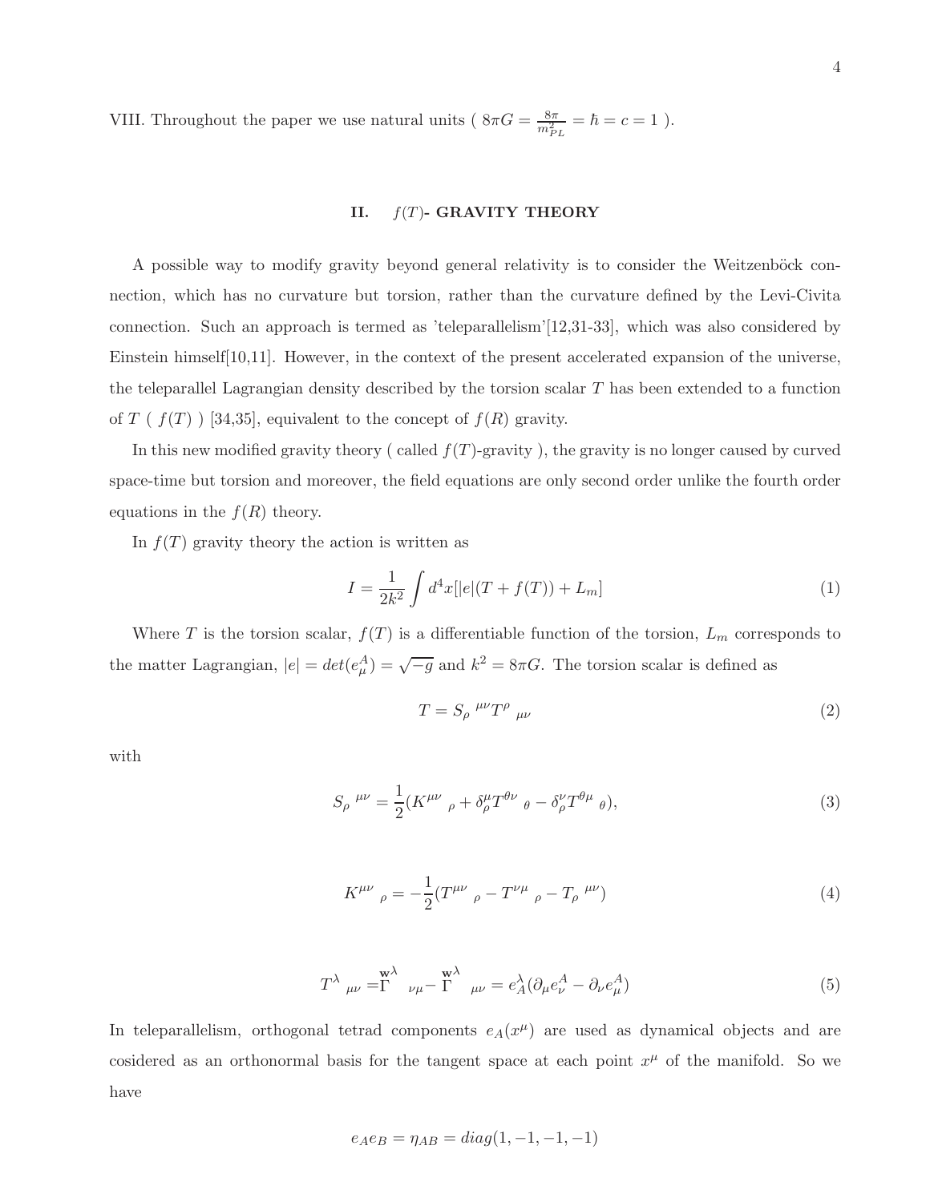VIII. Throughout the paper we use natural units ( $8\pi G = \frac{8\pi}{m_{PL}^2} = \hbar = c = 1$ ).

## II. $f(T)$- GRAVITY THEORY

A possible way to modify gravity beyond general relativity is to consider the Weitzenböck connection, which has no curvature but torsion, rather than the curvature defined by the Levi-Civita connection. Such an approach is termed as 'teleparallelism'[12,31-33], which was also considered by Einstein himself[10,11]. However, in the context of the present accelerated expansion of the universe, the teleparallel Lagrangian density described by the torsion scalar $T$ has been extended to a function of $T$ ( $f(T)$ ) [34,35], equivalent to the concept of $f(R)$ gravity.

In this new modified gravity theory ( called $f(T)$-gravity ), the gravity is no longer caused by curved space-time but torsion and moreover, the field equations are only second order unlike the fourth order equations in the $f(R)$ theory.

In $f(T)$ gravity theory the action is written as

$$I = \frac{1}{2k^2}\int d^4x[|e|(T + f(T)) + L_m] \tag{1}$$

Where $T$ is the torsion scalar, $f(T)$ is a differentiable function of the torsion, $L_m$ corresponds to the matter Lagrangian, $|e| = det(e^A_\mu) = \sqrt{-g}$ and $k^2 = 8\pi G$. The torsion scalar is defined as

$$T = S_\rho{}^{\mu\nu} T^\rho{}_{\mu\nu} \tag{2}$$

with

$$S_\rho{}^{\mu\nu} = \frac{1}{2}(K^{\mu\nu}{}_\rho + \delta^\mu_\rho T^{\theta\nu}{}_\theta - \delta^\nu_\rho T^{\theta\mu}{}_\theta), \tag{3}$$

$$K^{\mu\nu}{}_\rho = -\frac{1}{2}(T^{\mu\nu}{}_\rho - T^{\nu\mu}{}_\rho - T_\rho{}^{\mu\nu}) \tag{4}$$

$$T^\lambda{}_{\mu\nu} = \overset{\mathbf{w}}{\Gamma}{}^\lambda{}_{\nu\mu} - \overset{\mathbf{w}}{\Gamma}{}^\lambda{}_{\mu\nu} = e^\lambda_A(\partial_\mu e^A_\nu - \partial_\nu e^A_\mu) \tag{5}$$

In teleparallelism, orthogonal tetrad components $e_A(x^\mu)$ are used as dynamical objects and are cosidered as an orthonormal basis for the tangent space at each point $x^\mu$ of the manifold. So we have

$$e_A e_B = \eta_{AB} = diag(1, -1, -1, -1)$$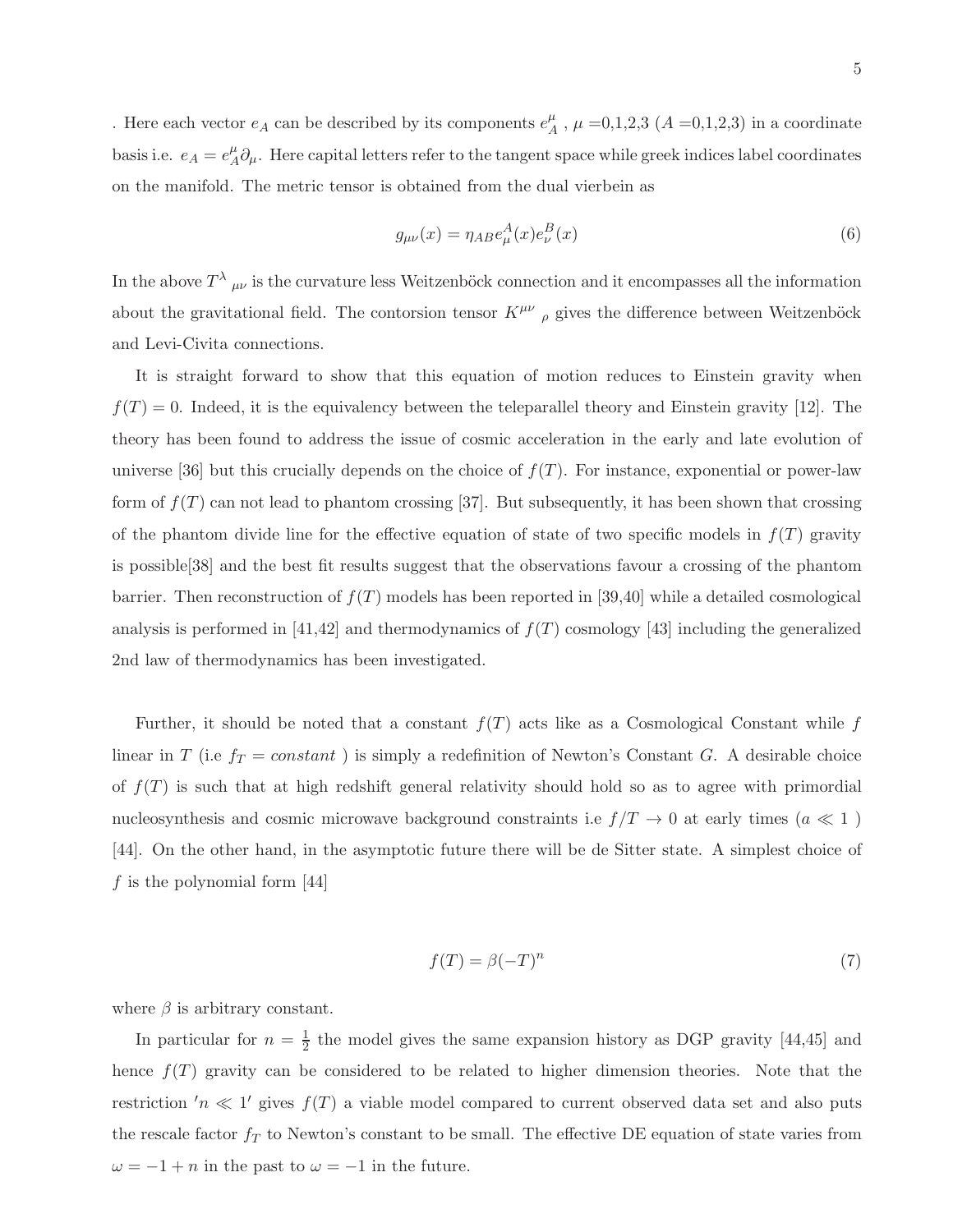. Here each vector $e_A$ can be described by its components $e^{\mu}_{A}$ , $\mu$ =0,1,2,3 ($A$ =0,1,2,3) in a coordinate basis i.e. $e_A = e^{\mu}_{A}\partial_{\mu}$. Here capital letters refer to the tangent space while greek indices label coordinates on the manifold. The metric tensor is obtained from the dual vierbein as

$$g_{\mu\nu}(x) = \eta_{AB} e^{A}_{\mu}(x) e^{B}_{\nu}(x) \tag{6}$$

In the above $T^{\lambda}{}_{\mu\nu}$ is the curvature less Weitzenböck connection and it encompasses all the information about the gravitational field. The contorsion tensor $K^{\mu\nu}{}_{\rho}$ gives the difference between Weitzenböck and Levi-Civita connections.

It is straight forward to show that this equation of motion reduces to Einstein gravity when $f(T) = 0$. Indeed, it is the equivalency between the teleparallel theory and Einstein gravity [12]. The theory has been found to address the issue of cosmic acceleration in the early and late evolution of universe [36] but this crucially depends on the choice of $f(T)$. For instance, exponential or power-law form of $f(T)$ can not lead to phantom crossing [37]. But subsequently, it has been shown that crossing of the phantom divide line for the effective equation of state of two specific models in $f(T)$ gravity is possible[38] and the best fit results suggest that the observations favour a crossing of the phantom barrier. Then reconstruction of $f(T)$ models has been reported in [39,40] while a detailed cosmological analysis is performed in [41,42] and thermodynamics of $f(T)$ cosmology [43] including the generalized 2nd law of thermodynamics has been investigated.

Further, it should be noted that a constant $f(T)$ acts like as a Cosmological Constant while $f$ linear in $T$ (i.e $f_T = constant$ ) is simply a redefinition of Newton's Constant $G$. A desirable choice of $f(T)$ is such that at high redshift general relativity should hold so as to agree with primordial nucleosynthesis and cosmic microwave background constraints i.e $f/T \to 0$ at early times ($a \ll 1$ ) [44]. On the other hand, in the asymptotic future there will be de Sitter state. A simplest choice of $f$ is the polynomial form [44]

$$f(T) = \beta(-T)^n \tag{7}$$

where $\beta$ is arbitrary constant.

In particular for $n = \frac{1}{2}$ the model gives the same expansion history as DGP gravity [44,45] and hence $f(T)$ gravity can be considered to be related to higher dimension theories. Note that the restriction $'n \ll 1'$ gives $f(T)$ a viable model compared to current observed data set and also puts the rescale factor $f_T$ to Newton's constant to be small. The effective DE equation of state varies from $\omega = -1 + n$ in the past to $\omega = -1$ in the future.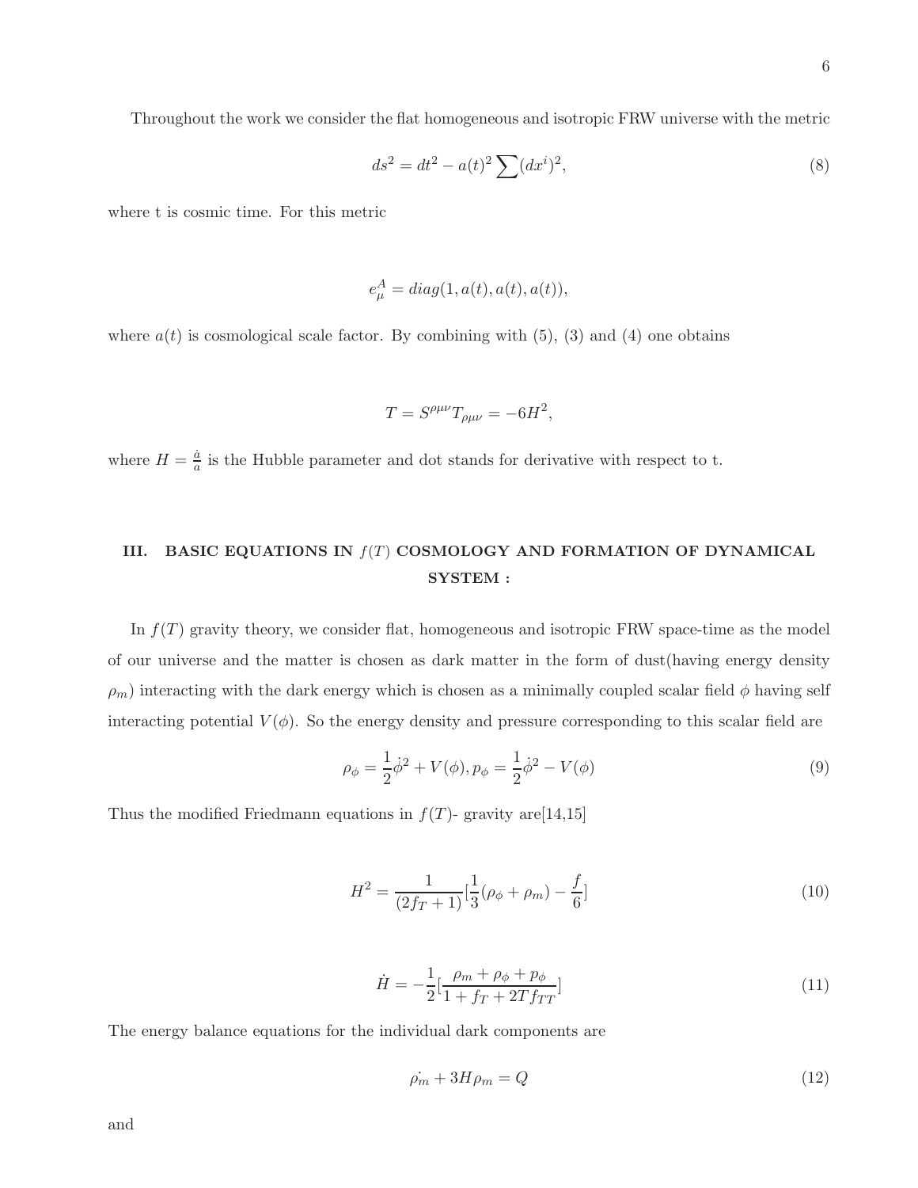Throughout the work we consider the flat homogeneous and isotropic FRW universe with the metric

$$ds^2 = dt^2 - a(t)^2 \sum (dx^i)^2, \tag{8}$$

where t is cosmic time. For this metric

$$e^A_\mu = diag(1, a(t), a(t), a(t)),$$

where $a(t)$ is cosmological scale factor. By combining with (5), (3) and (4) one obtains

$$T = S^{\rho\mu\nu} T_{\rho\mu\nu} = -6H^2,$$

where $H = \frac{\dot{a}}{a}$ is the Hubble parameter and dot stands for derivative with respect to t.

## III. BASIC EQUATIONS IN $f(T)$ COSMOLOGY AND FORMATION OF DYNAMICAL SYSTEM :

In $f(T)$ gravity theory, we consider flat, homogeneous and isotropic FRW space-time as the model of our universe and the matter is chosen as dark matter in the form of dust(having energy density $\rho_m$) interacting with the dark energy which is chosen as a minimally coupled scalar field $\phi$ having self interacting potential $V(\phi)$. So the energy density and pressure corresponding to this scalar field are

$$\rho_\phi = \frac{1}{2}\dot{\phi}^2 + V(\phi), p_\phi = \frac{1}{2}\dot{\phi}^2 - V(\phi) \tag{9}$$

Thus the modified Friedmann equations in $f(T)$- gravity are[14,15]

$$H^2 = \frac{1}{(2f_T + 1)}[\frac{1}{3}(\rho_\phi + \rho_m) - \frac{f}{6}] \tag{10}$$

$$\dot{H} = -\frac{1}{2}[\frac{\rho_m + \rho_\phi + p_\phi}{1 + f_T + 2T f_{TT}}] \tag{11}$$

The energy balance equations for the individual dark components are

$$\dot{\rho_m} + 3H\rho_m = Q \tag{12}$$

and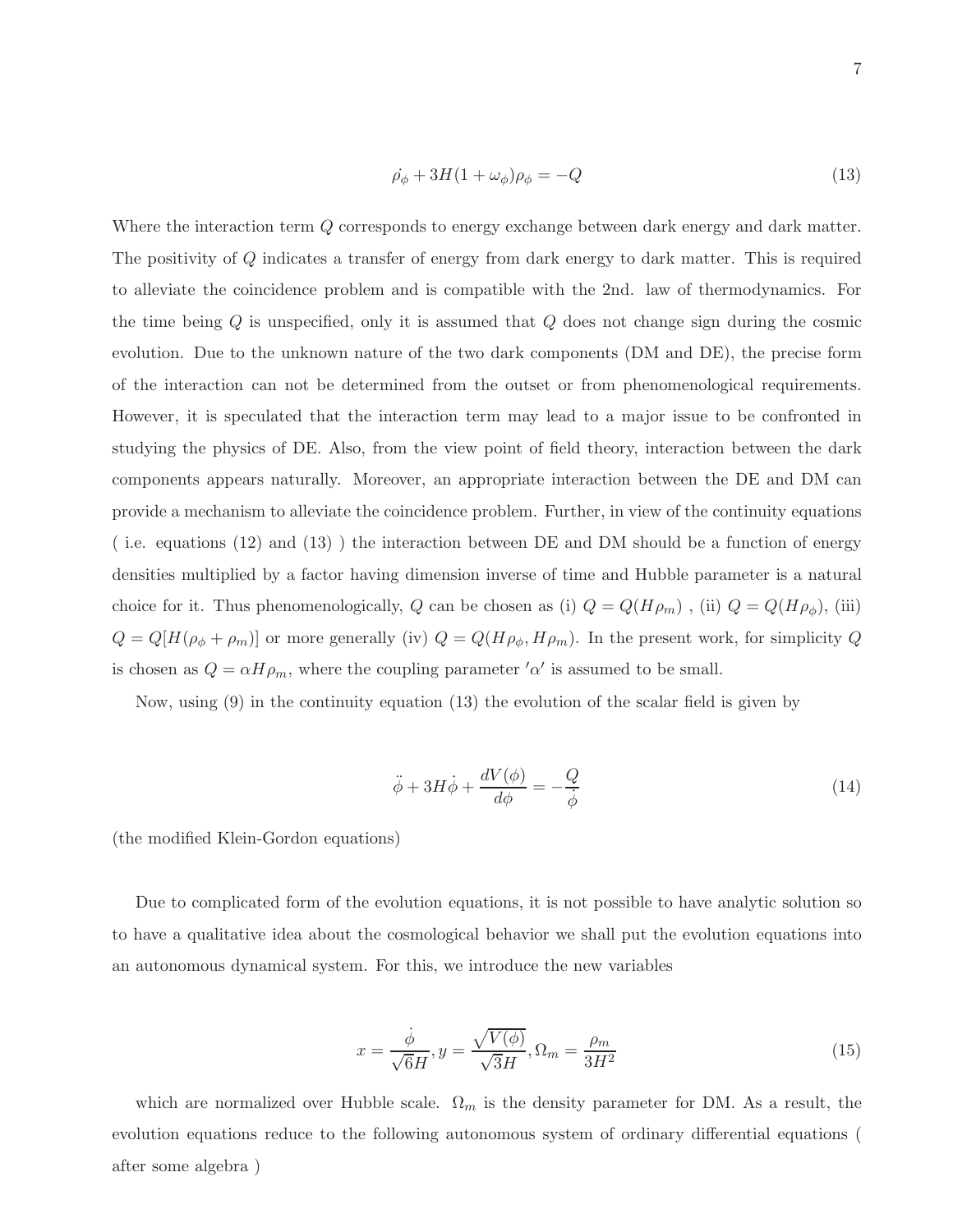$$\dot{\rho_{\phi}} + 3H(1 + \omega_{\phi})\rho_{\phi} = -Q \tag{13}$$

Where the interaction term $Q$ corresponds to energy exchange between dark energy and dark matter. The positivity of $Q$ indicates a transfer of energy from dark energy to dark matter. This is required to alleviate the coincidence problem and is compatible with the 2nd. law of thermodynamics. For the time being $Q$ is unspecified, only it is assumed that $Q$ does not change sign during the cosmic evolution. Due to the unknown nature of the two dark components (DM and DE), the precise form of the interaction can not be determined from the outset or from phenomenological requirements. However, it is speculated that the interaction term may lead to a major issue to be confronted in studying the physics of DE. Also, from the view point of field theory, interaction between the dark components appears naturally. Moreover, an appropriate interaction between the DE and DM can provide a mechanism to alleviate the coincidence problem. Further, in view of the continuity equations ( i.e. equations (12) and (13) ) the interaction between DE and DM should be a function of energy densities multiplied by a factor having dimension inverse of time and Hubble parameter is a natural choice for it. Thus phenomenologically, $Q$ can be chosen as (i) $Q = Q(H\rho_m)$ , (ii) $Q = Q(H\rho_{\phi})$, (iii) $Q = Q[H(\rho_{\phi} + \rho_m)]$ or more generally (iv) $Q = Q(H\rho_{\phi}, H\rho_m)$. In the present work, for simplicity $Q$ is chosen as $Q = \alpha H \rho_m$, where the coupling parameter $'\alpha'$ is assumed to be small.

Now, using (9) in the continuity equation (13) the evolution of the scalar field is given by

$$\ddot{\phi} + 3H\dot{\phi} + \frac{dV(\phi)}{d\phi} = -\frac{Q}{\dot{\phi}} \tag{14}$$

(the modified Klein-Gordon equations)

Due to complicated form of the evolution equations, it is not possible to have analytic solution so to have a qualitative idea about the cosmological behavior we shall put the evolution equations into an autonomous dynamical system. For this, we introduce the new variables

$$x = \frac{\dot{\phi}}{\sqrt{6}H}, y = \frac{\sqrt{V(\phi)}}{\sqrt{3}H}, \Omega_m = \frac{\rho_m}{3H^2} \tag{15}$$

which are normalized over Hubble scale. $\Omega_m$ is the density parameter for DM. As a result, the evolution equations reduce to the following autonomous system of ordinary differential equations ( after some algebra )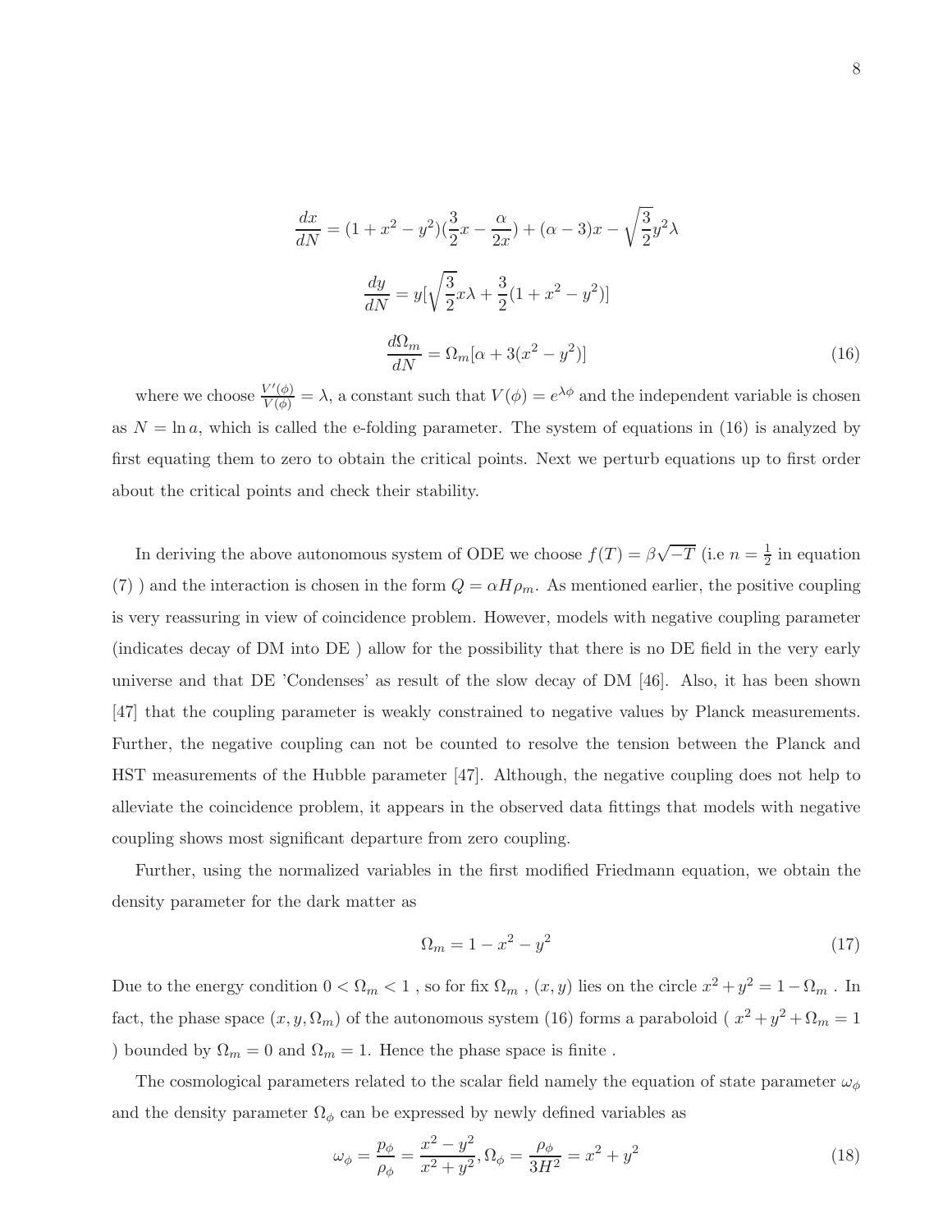$$
\begin{aligned}
\frac{dx}{dN} &= (1+x^2-y^2)(\frac{3}{2}x-\frac{\alpha}{2x})+(\alpha-3)x-\sqrt{\frac{3}{2}}y^2\lambda \\
\frac{dy}{dN} &= y[\sqrt{\frac{3}{2}}x\lambda+\frac{3}{2}(1+x^2-y^2)] \\
\frac{d\Omega_m}{dN} &= \Omega_m[\alpha+3(x^2-y^2)]
\end{aligned}
\tag{16}
$$

where we choose $\frac{V'(\phi)}{V(\phi)} = \lambda$, a constant such that $V(\phi) = e^{\lambda\phi}$ and the independent variable is chosen as $N = \ln a$, which is called the e-folding parameter. The system of equations in (16) is analyzed by first equating them to zero to obtain the critical points. Next we perturb equations up to first order about the critical points and check their stability.

In deriving the above autonomous system of ODE we choose $f(T) = \beta\sqrt{-T}$ (i.e $n = \frac{1}{2}$ in equation (7) ) and the interaction is chosen in the form $Q = \alpha H \rho_m$. As mentioned earlier, the positive coupling is very reassuring in view of coincidence problem. However, models with negative coupling parameter (indicates decay of DM into DE ) allow for the possibility that there is no DE field in the very early universe and that DE 'Condenses' as result of the slow decay of DM [46]. Also, it has been shown [47] that the coupling parameter is weakly constrained to negative values by Planck measurements. Further, the negative coupling can not be counted to resolve the tension between the Planck and HST measurements of the Hubble parameter [47]. Although, the negative coupling does not help to alleviate the coincidence problem, it appears in the observed data fittings that models with negative coupling shows most significant departure from zero coupling.

Further, using the normalized variables in the first modified Friedmann equation, we obtain the density parameter for the dark matter as

$$
\Omega_m = 1 - x^2 - y^2 \tag{17}
$$

Due to the energy condition $0 < \Omega_m < 1$ , so for fix $\Omega_m$ , $(x, y)$ lies on the circle $x^2 + y^2 = 1 - \Omega_m$ . In fact, the phase space $(x, y, \Omega_m)$ of the autonomous system (16) forms a paraboloid ( $x^2 + y^2 + \Omega_m = 1$ ) bounded by $\Omega_m = 0$ and $\Omega_m = 1$. Hence the phase space is finite .

The cosmological parameters related to the scalar field namely the equation of state parameter $\omega_\phi$ and the density parameter $\Omega_\phi$ can be expressed by newly defined variables as

$$
\omega_\phi = \frac{p_\phi}{\rho_\phi} = \frac{x^2 - y^2}{x^2 + y^2}, \Omega_\phi = \frac{\rho_\phi}{3H^2} = x^2 + y^2 \tag{18}
$$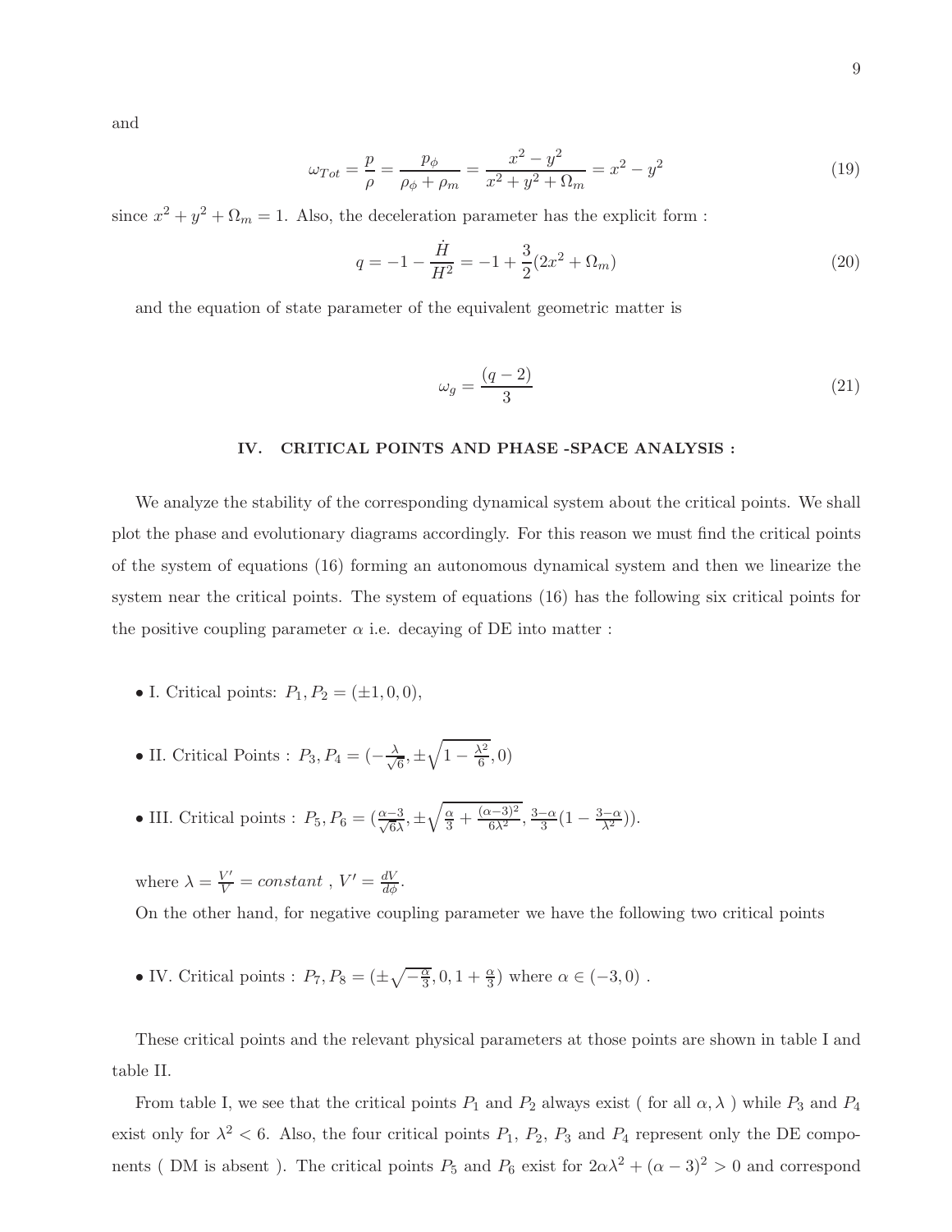and

$$\omega_{Tot} = \frac{p}{\rho} = \frac{p_\phi}{\rho_\phi + \rho_m} = \frac{x^2 - y^2}{x^2 + y^2 + \Omega_m} = x^2 - y^2 \tag{19}$$

since $x^2 + y^2 + \Omega_m = 1$. Also, the deceleration parameter has the explicit form :

$$q = -1 - \frac{\dot{H}}{H^2} = -1 + \frac{3}{2}(2x^2 + \Omega_m) \tag{20}$$

and the equation of state parameter of the equivalent geometric matter is

$$\omega_g = \frac{(q-2)}{3} \tag{21}$$

## IV. CRITICAL POINTS AND PHASE -SPACE ANALYSIS :

We analyze the stability of the corresponding dynamical system about the critical points. We shall plot the phase and evolutionary diagrams accordingly. For this reason we must find the critical points of the system of equations (16) forming an autonomous dynamical system and then we linearize the system near the critical points. The system of equations (16) has the following six critical points for the positive coupling parameter $\alpha$ i.e. decaying of DE into matter :

- I. Critical points: $P_1, P_2 = (\pm 1, 0, 0)$,
- II. Critical Points : $P_3, P_4 = (-\frac{\lambda}{\sqrt{6}}, \pm\sqrt{1 - \frac{\lambda^2}{6}}, 0)$
- III. Critical points : $P_5, P_6 = (\frac{\alpha-3}{\sqrt{6}\lambda}, \pm\sqrt{\frac{\alpha}{3} + \frac{(\alpha-3)^2}{6\lambda^2}}, \frac{3-\alpha}{3}(1 - \frac{3-\alpha}{\lambda^2}))$.

where $\lambda = \frac{V'}{V} = constant$ , $V' = \frac{dV}{d\phi}$.
On the other hand, for negative coupling parameter we have the following two critical points

- IV. Critical points : $P_7, P_8 = (\pm\sqrt{-\frac{\alpha}{3}}, 0, 1 + \frac{\alpha}{3})$ where $\alpha \in (-3, 0)$ .

These critical points and the relevant physical parameters at those points are shown in table I and table II.

From table I, we see that the critical points $P_1$ and $P_2$ always exist ( for all $\alpha, \lambda$ ) while $P_3$ and $P_4$ exist only for $\lambda^2 < 6$. Also, the four critical points $P_1$, $P_2$, $P_3$ and $P_4$ represent only the DE components ( DM is absent ). The critical points $P_5$ and $P_6$ exist for $2\alpha\lambda^2 + (\alpha - 3)^2 > 0$ and correspond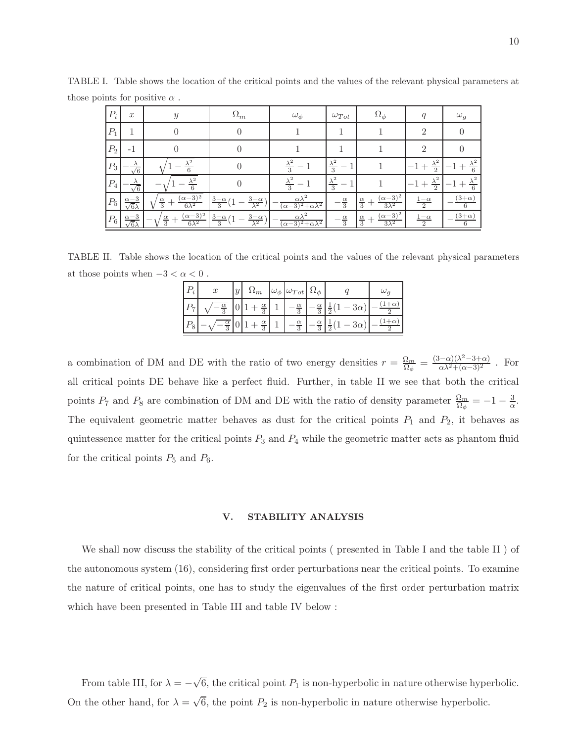TABLE I. Table shows the location of the critical points and the values of the relevant physical parameters at those points for positive $\alpha$ .

| $P_i$ | $x$ | $y$ | $\Omega_m$ | $\omega_\phi$ | $\omega_{Tot}$ | $\Omega_\phi$ | $q$ | $\omega_g$ |
|---|---|---|---|---|---|---|---|---|
| $P_1$ | 1 | 0 | 0 | 1 | 1 | 1 | 2 | 0 |
| $P_2$ | -1 | 0 | 0 | 1 | 1 | 1 | 2 | 0 |
| $P_3$ | $-\frac{\lambda}{\sqrt{6}}$ | $\sqrt{1-\frac{\lambda^2}{6}}$ | 0 | $\frac{\lambda^2}{3}-1$ | $\frac{\lambda^2}{3}-1$ | 1 | $-1+\frac{\lambda^2}{2}$ | $-1+\frac{\lambda^2}{6}$ |
| $P_4$ | $-\frac{\lambda}{\sqrt{6}}$ | $-\sqrt{1-\frac{\lambda^2}{6}}$ | 0 | $\frac{\lambda^2}{3}-1$ | $\frac{\lambda^2}{3}-1$ | 1 | $-1+\frac{\lambda^2}{2}$ | $-1+\frac{\lambda^2}{6}$ |
| $P_5$ | $\frac{\alpha-3}{\sqrt{6}\lambda}$ | $\sqrt{\frac{\alpha}{3}+\frac{(\alpha-3)^2}{6\lambda^2}}$ | $\frac{3-\alpha}{3}(1-\frac{3-\alpha}{\lambda^2})$ | $-\frac{\alpha\lambda^2}{(\alpha-3)^2+\alpha\lambda^2}$ | $-\frac{\alpha}{3}$ | $\frac{\alpha}{3}+\frac{(\alpha-3)^2}{3\lambda^2}$ | $\frac{1-\alpha}{2}$ | $-\frac{(3+\alpha)}{6}$ |
| $P_6$ | $\frac{\alpha-3}{\sqrt{6}\lambda}$ | $-\sqrt{\frac{\alpha}{3}+\frac{(\alpha-3)^2}{6\lambda^2}}$ | $\frac{3-\alpha}{3}(1-\frac{3-\alpha}{\lambda^2})$ | $-\frac{\alpha\lambda^2}{(\alpha-3)^2+\alpha\lambda^2}$ | $-\frac{\alpha}{3}$ | $\frac{\alpha}{3}+\frac{(\alpha-3)^2}{3\lambda^2}$ | $\frac{1-\alpha}{2}$ | $-\frac{(3+\alpha)}{6}$ |

TABLE II. Table shows the location of the critical points and the values of the relevant physical parameters at those points when $-3 < \alpha < 0$ .

| $P_i$ | $x$ | $y$ | $\Omega_m$ | $\omega_\phi$ | $\omega_{Tot}$ | $\Omega_\phi$ | $q$ | $\omega_g$ |
|---|---|---|---|---|---|---|---|---|
| $P_7$ | $\sqrt{-\frac{\alpha}{3}}$ | 0 | $1+\frac{\alpha}{3}$ | 1 | $-\frac{\alpha}{3}$ | $-\frac{\alpha}{3}$ | $\frac{1}{2}(1-3\alpha)$ | $-\frac{(1+\alpha)}{2}$ |
| $P_8$ | $-\sqrt{-\frac{\alpha}{3}}$ | 0 | $1+\frac{\alpha}{3}$ | 1 | $-\frac{\alpha}{3}$ | $-\frac{\alpha}{3}$ | $\frac{1}{2}(1-3\alpha)$ | $-\frac{(1+\alpha)}{2}$ |

a combination of DM and DE with the ratio of two energy densities $r = \frac{\Omega_m}{\Omega_\phi} = \frac{(3-\alpha)(\lambda^2-3+\alpha)}{\alpha\lambda^2+(\alpha-3)^2}$ . For all critical points DE behave like a perfect fluid. Further, in table II we see that both the critical points $P_7$ and $P_8$ are combination of DM and DE with the ratio of density parameter $\frac{\Omega_m}{\Omega_\phi} = -1 - \frac{3}{\alpha}$. The equivalent geometric matter behaves as dust for the critical points $P_1$ and $P_2$, it behaves as quintessence matter for the critical points $P_3$ and $P_4$ while the geometric matter acts as phantom fluid for the critical points $P_5$ and $P_6$.

## V. STABILITY ANALYSIS

We shall now discuss the stability of the critical points ( presented in Table I and the table II ) of the autonomous system (16), considering first order perturbations near the critical points. To examine the nature of critical points, one has to study the eigenvalues of the first order perturbation matrix which have been presented in Table III and table IV below :

From table III, for $\lambda = -\sqrt{6}$, the critical point $P_1$ is non-hyperbolic in nature otherwise hyperbolic. On the other hand, for $\lambda = \sqrt{6}$, the point $P_2$ is non-hyperbolic in nature otherwise hyperbolic.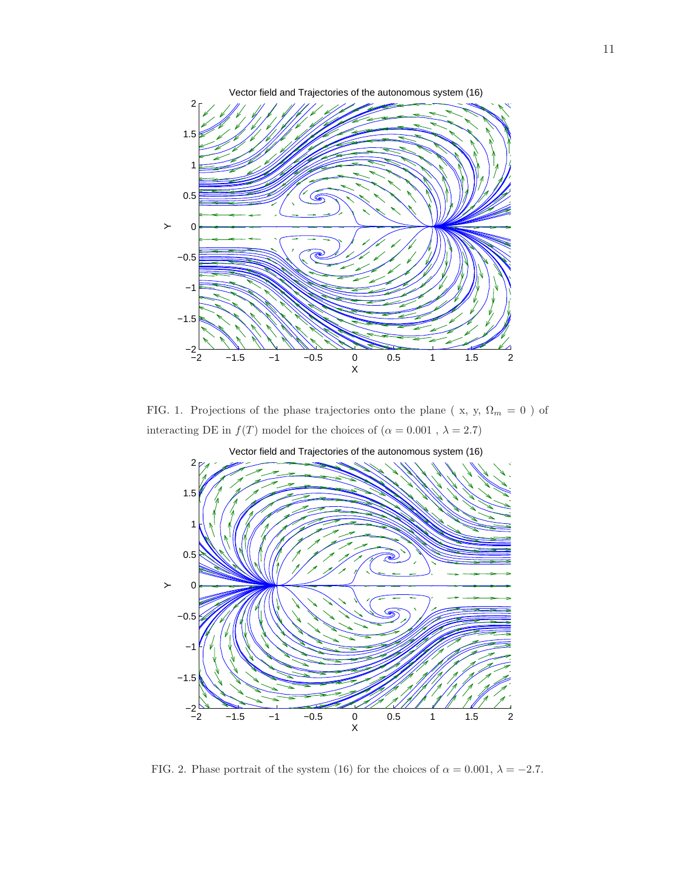FIG. 1. Projections of the phase trajectories onto the plane ( x, y, $\Omega_m = 0$ ) of interacting DE in $f(T)$ model for the choices of ($\alpha = 0.001$ , $\lambda = 2.7$)

FIG. 2. Phase portrait of the system (16) for the choices of $\alpha = 0.001$, $\lambda = -2.7$.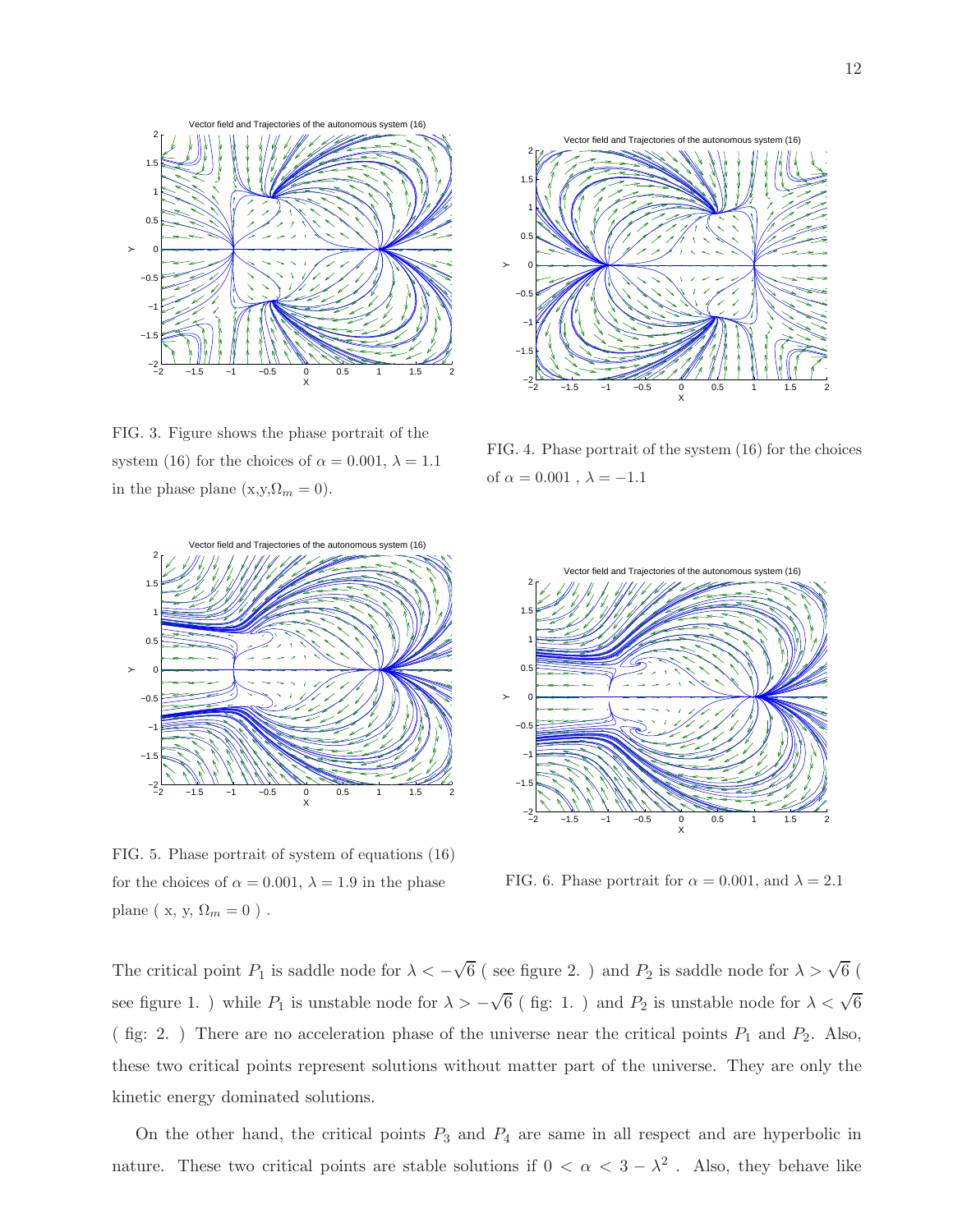FIG. 3. Figure shows the phase portrait of the system (16) for the choices of $\alpha = 0.001$, $\lambda = 1.1$ in the phase plane (x,y,$\Omega_m = 0$).

FIG. 4. Phase portrait of the system (16) for the choices of $\alpha = 0.001$ , $\lambda = -1.1$

FIG. 5. Phase portrait of system of equations (16) for the choices of $\alpha = 0.001$, $\lambda = 1.9$ in the phase plane ( x, y, $\Omega_m = 0$ ) .

FIG. 6. Phase portrait for $\alpha = 0.001$, and $\lambda = 2.1$

The critical point $P_1$ is saddle node for $\lambda < -\sqrt{6}$ ( see figure 2. ) and $P_2$ is saddle node for $\lambda > \sqrt{6}$ ( see figure 1. ) while $P_1$ is unstable node for $\lambda > -\sqrt{6}$ ( fig: 1. ) and $P_2$ is unstable node for $\lambda < \sqrt{6}$ ( fig: 2. ) There are no acceleration phase of the universe near the critical points $P_1$ and $P_2$. Also, these two critical points represent solutions without matter part of the universe. They are only the kinetic energy dominated solutions.

On the other hand, the critical points $P_3$ and $P_4$ are same in all respect and are hyperbolic in nature. These two critical points are stable solutions if $0 < \alpha < 3 - \lambda^2$ . Also, they behave like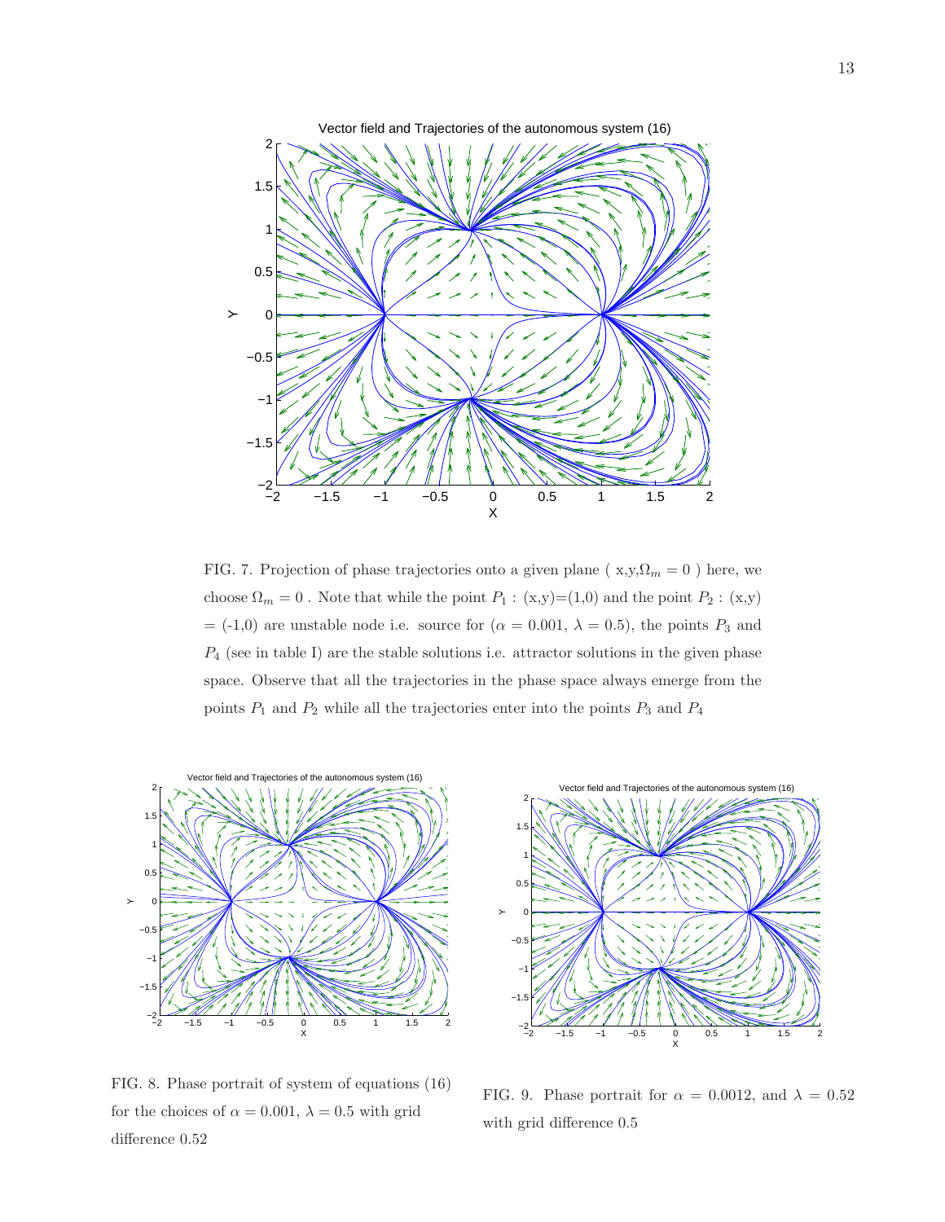FIG. 7. Projection of phase trajectories onto a given plane ( x,y,$\Omega_m = 0$ ) here, we choose $\Omega_m = 0$ . Note that while the point $P_1$ : (x,y)=(1,0) and the point $P_2$ : (x,y) = (-1,0) are unstable node i.e. source for ($\alpha = 0.001$, $\lambda = 0.5$), the points $P_3$ and $P_4$ (see in table I) are the stable solutions i.e. attractor solutions in the given phase space. Observe that all the trajectories in the phase space always emerge from the points $P_1$ and $P_2$ while all the trajectories enter into the points $P_3$ and $P_4$

FIG. 8. Phase portrait of system of equations (16) for the choices of $\alpha = 0.001$, $\lambda = 0.5$ with grid difference 0.52

FIG. 9. Phase portrait for $\alpha = 0.0012$, and $\lambda = 0.52$ with grid difference 0.5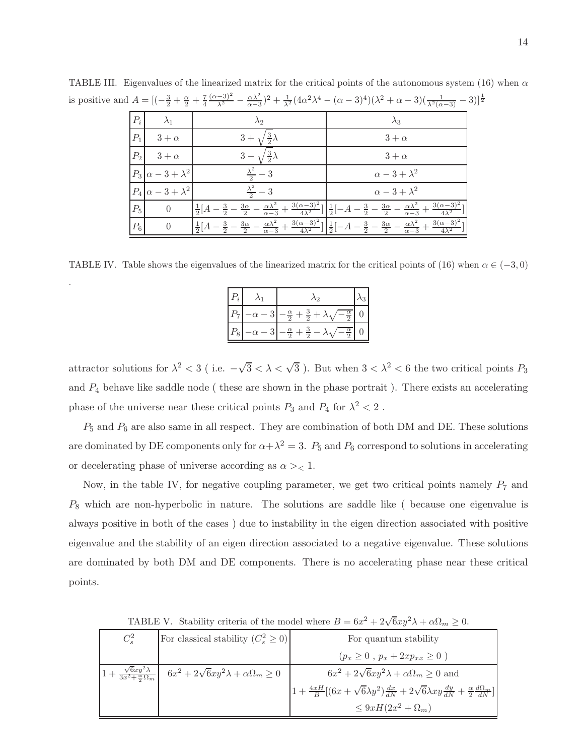TABLE III. Eigenvalues of the linearized matrix for the critical points of the autonomous system (16) when $\alpha$ is positive and $A = [(-\frac{3}{2} + \frac{\alpha}{2} + \frac{7}{4}\frac{(\alpha-3)^2}{\lambda^2} - \frac{\alpha\lambda^2}{\alpha-3})^2 + \frac{1}{\lambda^2}(4\alpha^2\lambda^4 - (\alpha-3)^4)(\lambda^2+\alpha-3)(\frac{1}{\lambda^2(\alpha-3)} - 3)]^{\frac{1}{2}}$

| $P_i$ | $\lambda_1$ | $\lambda_2$ | $\lambda_3$ |
|---|---|---|---|
| $P_1$ | $3+\alpha$ | $3+\sqrt{\frac{3}{2}}\lambda$ | $3+\alpha$ |
| $P_2$ | $3+\alpha$ | $3-\sqrt{\frac{3}{2}}\lambda$ | $3+\alpha$ |
| $P_3$ | $\alpha-3+\lambda^2$ | $\frac{\lambda^2}{2}-3$ | $\alpha-3+\lambda^2$ |
| $P_4$ | $\alpha-3+\lambda^2$ | $\frac{\lambda^2}{2}-3$ | $\alpha-3+\lambda^2$ |
| $P_5$ | $0$ | $\frac{1}{2}[A-\frac{3}{2}-\frac{3\alpha}{2}-\frac{\alpha\lambda^2}{\alpha-3}+\frac{3(\alpha-3)^2}{4\lambda^2}]$ | $\frac{1}{2}[-A-\frac{3}{2}-\frac{3\alpha}{2}-\frac{\alpha\lambda^2}{\alpha-3}+\frac{3(\alpha-3)^2}{4\lambda^2}]$ |
| $P_6$ | $0$ | $\frac{1}{2}[A-\frac{3}{2}-\frac{3\alpha}{2}-\frac{\alpha\lambda^2}{\alpha-3}+\frac{3(\alpha-3)^2}{4\lambda^2}]$ | $\frac{1}{2}[-A-\frac{3}{2}-\frac{3\alpha}{2}-\frac{\alpha\lambda^2}{\alpha-3}+\frac{3(\alpha-3)^2}{4\lambda^2}]$ |

TABLE IV. Table shows the eigenvalues of the linearized matrix for the critical points of (16) when $\alpha \in (-3, 0)$

.

| $P_i$ | $\lambda_1$ | $\lambda_2$ | $\lambda_3$ |
|---|---|---|---|
| $P_7$ | $-\alpha-3$ | $-\frac{\alpha}{2}+\frac{3}{2}+\lambda\sqrt{-\frac{\alpha}{2}}$ | $0$ |
| $P_8$ | $-\alpha-3$ | $-\frac{\alpha}{2}+\frac{3}{2}-\lambda\sqrt{-\frac{\alpha}{2}}$ | $0$ |

attractor solutions for $\lambda^2 < 3$ ( i.e. $-\sqrt{3} < \lambda < \sqrt{3}$ ). But when $3 < \lambda^2 < 6$ the two critical points $P_3$ and $P_4$ behave like saddle node ( these are shown in the phase portrait ). There exists an accelerating phase of the universe near these critical points $P_3$ and $P_4$ for $\lambda^2 < 2$ .

$P_5$ and $P_6$ are also same in all respect. They are combination of both DM and DE. These solutions are dominated by DE components only for $\alpha + \lambda^2 = 3$. $P_5$ and $P_6$ correspond to solutions in accelerating or decelerating phase of universe according as $\alpha >_< 1$.

Now, in the table IV, for negative coupling parameter, we get two critical points namely $P_7$ and $P_8$ which are non-hyperbolic in nature. The solutions are saddle like ( because one eigenvalue is always positive in both of the cases ) due to instability in the eigen direction associated with positive eigenvalue and the stability of an eigen direction associated to a negative eigenvalue. These solutions are dominated by both DM and DE components. There is no accelerating phase near these critical points.

TABLE V. Stability criteria of the model where $B = 6x^2 + 2\sqrt{6}xy^2\lambda + \alpha\Omega_m \geq 0$.

| $C_s^2$ | For classical stability ($C_s^2 \geq 0$) | For quantum stability ($p_x \geq 0$ , $p_x + 2xp_{xx} \geq 0$ ) |
|---|---|---|
| $1 + \frac{\sqrt{6}xy^2\lambda}{3x^2+\frac{\alpha}{2}\Omega_m}$ | $6x^2 + 2\sqrt{6}xy^2\lambda + \alpha\Omega_m \geq 0$ | $6x^2 + 2\sqrt{6}xy^2\lambda + \alpha\Omega_m \geq 0$ and $1 + \frac{4xH}{B}[(6x + \sqrt{6}\lambda y^2)\frac{dx}{dN} + 2\sqrt{6}\lambda xy\frac{dy}{dN} + \frac{\alpha}{2}\frac{d\Omega_m}{dN}] \leq 9xH(2x^2 + \Omega_m)$ |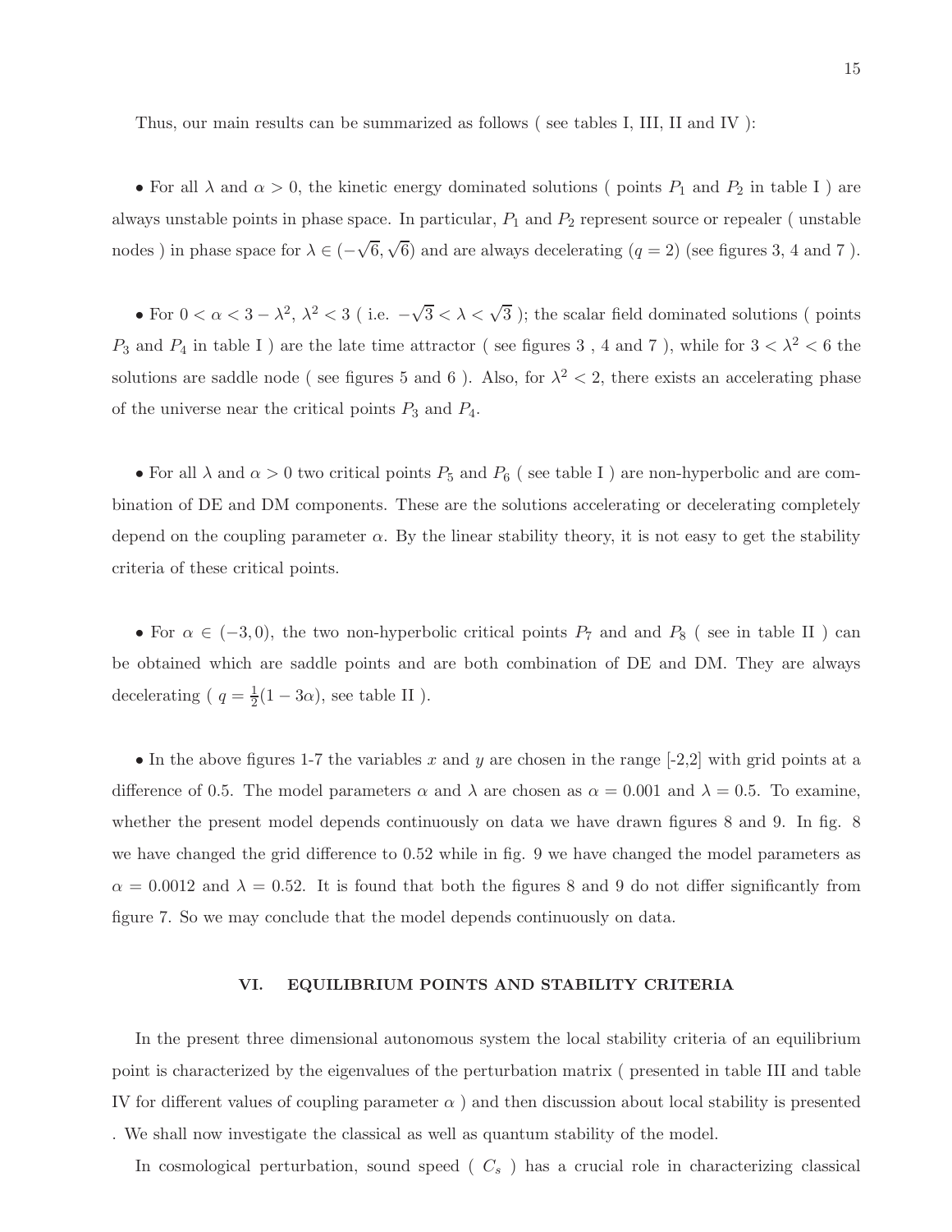Thus, our main results can be summarized as follows ( see tables I, III, II and IV ):

- For all $\lambda$ and $\alpha > 0$, the kinetic energy dominated solutions ( points $P_1$ and $P_2$ in table I ) are always unstable points in phase space. In particular, $P_1$ and $P_2$ represent source or repealer ( unstable nodes ) in phase space for $\lambda \in (-\sqrt{6}, \sqrt{6})$ and are always decelerating $(q = 2)$ (see figures 3, 4 and 7 ).

- For $0 < \alpha < 3 - \lambda^2$, $\lambda^2 < 3$ ( i.e. $-\sqrt{3} < \lambda < \sqrt{3}$ ); the scalar field dominated solutions ( points $P_3$ and $P_4$ in table I ) are the late time attractor ( see figures 3 , 4 and 7 ), while for $3 < \lambda^2 < 6$ the solutions are saddle node ( see figures 5 and 6 ). Also, for $\lambda^2 < 2$, there exists an accelerating phase of the universe near the critical points $P_3$ and $P_4$.

- For all $\lambda$ and $\alpha > 0$ two critical points $P_5$ and $P_6$ ( see table I ) are non-hyperbolic and are combination of DE and DM components. These are the solutions accelerating or decelerating completely depend on the coupling parameter $\alpha$. By the linear stability theory, it is not easy to get the stability criteria of these critical points.

- For $\alpha \in (-3, 0)$, the two non-hyperbolic critical points $P_7$ and and $P_8$ ( see in table II ) can be obtained which are saddle points and are both combination of DE and DM. They are always decelerating ( $q = \frac{1}{2}(1 - 3\alpha)$, see table II ).

- In the above figures 1-7 the variables $x$ and $y$ are chosen in the range [-2,2] with grid points at a difference of 0.5. The model parameters $\alpha$ and $\lambda$ are chosen as $\alpha = 0.001$ and $\lambda = 0.5$. To examine, whether the present model depends continuously on data we have drawn figures 8 and 9. In fig. 8 we have changed the grid difference to 0.52 while in fig. 9 we have changed the model parameters as $\alpha = 0.0012$ and $\lambda = 0.52$. It is found that both the figures 8 and 9 do not differ significantly from figure 7. So we may conclude that the model depends continuously on data.

## VI. EQUILIBRIUM POINTS AND STABILITY CRITERIA

In the present three dimensional autonomous system the local stability criteria of an equilibrium point is characterized by the eigenvalues of the perturbation matrix ( presented in table III and table IV for different values of coupling parameter $\alpha$ ) and then discussion about local stability is presented . We shall now investigate the classical as well as quantum stability of the model.

In cosmological perturbation, sound speed ( $C_s$ ) has a crucial role in characterizing classical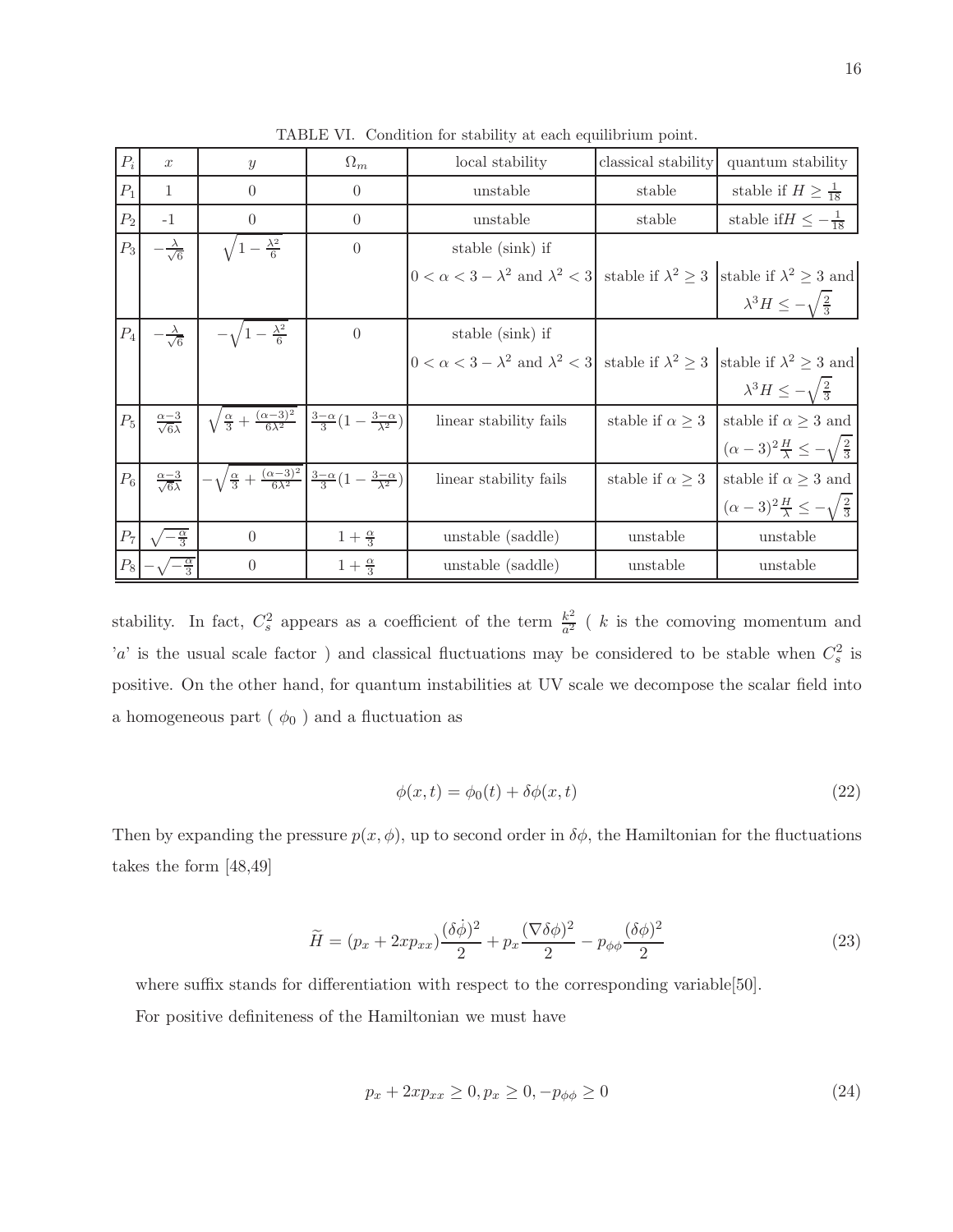TABLE VI. Condition for stability at each equilibrium point.

| $P_i$ | $x$ | $y$ | $\Omega_m$ | local stability | classical stability | quantum stability |
|---|---|---|---|---|---|---|
| $P_1$ | 1 | 0 | 0 | unstable | stable | stable if $H \geq \frac{1}{18}$ |
| $P_2$ | -1 | 0 | 0 | unstable | stable | stable if$H \leq -\frac{1}{18}$ |
| $P_3$ | $-\frac{\lambda}{\sqrt{6}}$ | $\sqrt{1-\frac{\lambda^2}{6}}$ | 0 | stable (sink) if $0<\alpha<3-\lambda^2$ and $\lambda^2<3$ | stable if $\lambda^2 \geq 3$ | stable if $\lambda^2 \geq 3$ and $\lambda^3 H \leq -\sqrt{\frac{2}{3}}$ |
| $P_4$ | $-\frac{\lambda}{\sqrt{6}}$ | $-\sqrt{1-\frac{\lambda^2}{6}}$ | 0 | stable (sink) if $0<\alpha<3-\lambda^2$ and $\lambda^2<3$ | stable if $\lambda^2 \geq 3$ | stable if $\lambda^2 \geq 3$ and $\lambda^3 H \leq -\sqrt{\frac{2}{3}}$ |
| $P_5$ | $\frac{\alpha-3}{\sqrt{6}\lambda}$ | $\sqrt{\frac{\alpha}{3}+\frac{(\alpha-3)^2}{6\lambda^2}}$ | $\frac{3-\alpha}{3}(1-\frac{3-\alpha}{\lambda^2})$ | linear stability fails | stable if $\alpha \geq 3$ | stable if $\alpha \geq 3$ and $(\alpha-3)^2\frac{H}{\lambda} \leq -\sqrt{\frac{2}{3}}$ |
| $P_6$ | $\frac{\alpha-3}{\sqrt{6}\lambda}$ | $-\sqrt{\frac{\alpha}{3}+\frac{(\alpha-3)^2}{6\lambda^2}}$ | $\frac{3-\alpha}{3}(1-\frac{3-\alpha}{\lambda^2})$ | linear stability fails | stable if $\alpha \geq 3$ | stable if $\alpha \geq 3$ and $(\alpha-3)^2\frac{H}{\lambda} \leq -\sqrt{\frac{2}{3}}$ |
| $P_7$ | $\sqrt{-\frac{\alpha}{3}}$ | 0 | $1+\frac{\alpha}{3}$ | unstable (saddle) | unstable | unstable |
| $P_8$ | $-\sqrt{-\frac{\alpha}{3}}$ | 0 | $1+\frac{\alpha}{3}$ | unstable (saddle) | unstable | unstable |

stability. In fact, $C_s^2$ appears as a coefficient of the term $\frac{k^2}{a^2}$ ( $k$ is the comoving momentum and '$a$' is the usual scale factor ) and classical fluctuations may be considered to be stable when $C_s^2$ is positive. On the other hand, for quantum instabilities at UV scale we decompose the scalar field into a homogeneous part ( $\phi_0$ ) and a fluctuation as

$$\phi(x,t) = \phi_0(t) + \delta\phi(x,t) \tag{22}$$

Then by expanding the pressure $p(x,\phi)$, up to second order in $\delta\phi$, the Hamiltonian for the fluctuations takes the form [48,49]

$$\widetilde{H} = (p_x + 2xp_{xx})\frac{(\delta\dot{\phi})^2}{2} + p_x\frac{(\nabla\delta\phi)^2}{2} - p_{\phi\phi}\frac{(\delta\phi)^2}{2} \tag{23}$$

where suffix stands for differentiation with respect to the corresponding variable[50].

For positive definiteness of the Hamiltonian we must have

$$p_x + 2xp_{xx} \geq 0, p_x \geq 0, -p_{\phi\phi} \geq 0 \tag{24}$$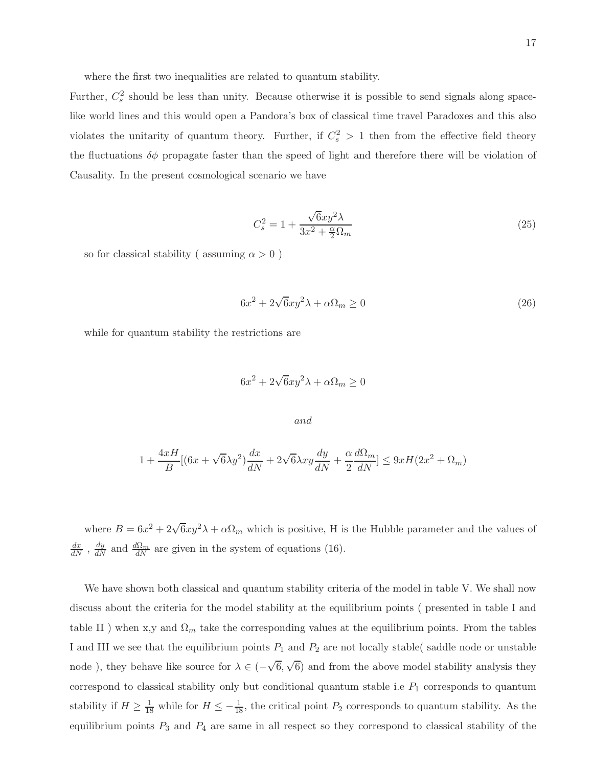where the first two inequalities are related to quantum stability.

Further, $C_s^2$ should be less than unity. Because otherwise it is possible to send signals along space-like world lines and this would open a Pandora's box of classical time travel Paradoxes and this also violates the unitarity of quantum theory. Further, if $C_s^2 > 1$ then from the effective field theory the fluctuations $\delta\phi$ propagate faster than the speed of light and therefore there will be violation of Causality. In the present cosmological scenario we have

$$C_s^2 = 1 + \frac{\sqrt{6}xy^2\lambda}{3x^2 + \frac{\alpha}{2}\Omega_m} \tag{25}$$

so for classical stability ( assuming $\alpha > 0$ )

$$6x^2 + 2\sqrt{6}xy^2\lambda + \alpha\Omega_m \geq 0 \tag{26}$$

while for quantum stability the restrictions are

$$6x^2 + 2\sqrt{6}xy^2\lambda + \alpha\Omega_m \geq 0$$

$$and$$

$$1 + \frac{4xH}{B}[(6x + \sqrt{6}\lambda y^2)\frac{dx}{dN} + 2\sqrt{6}\lambda xy\frac{dy}{dN} + \frac{\alpha}{2}\frac{d\Omega_m}{dN}] \leq 9xH(2x^2 + \Omega_m)$$

where $B = 6x^2 + 2\sqrt{6}xy^2\lambda + \alpha\Omega_m$ which is positive, H is the Hubble parameter and the values of $\frac{dx}{dN}$ , $\frac{dy}{dN}$ and $\frac{d\Omega_m}{dN}$ are given in the system of equations (16).

We have shown both classical and quantum stability criteria of the model in table V. We shall now discuss about the criteria for the model stability at the equilibrium points ( presented in table I and table II ) when x,y and $\Omega_m$ take the corresponding values at the equilibrium points. From the tables I and III we see that the equilibrium points $P_1$ and $P_2$ are not locally stable( saddle node or unstable node ), they behave like source for $\lambda \in (-\sqrt{6}, \sqrt{6})$ and from the above model stability analysis they correspond to classical stability only but conditional quantum stable i.e $P_1$ corresponds to quantum stability if $H \geq \frac{1}{18}$ while for $H \leq -\frac{1}{18}$, the critical point $P_2$ corresponds to quantum stability. As the equilibrium points $P_3$ and $P_4$ are same in all respect so they correspond to classical stability of the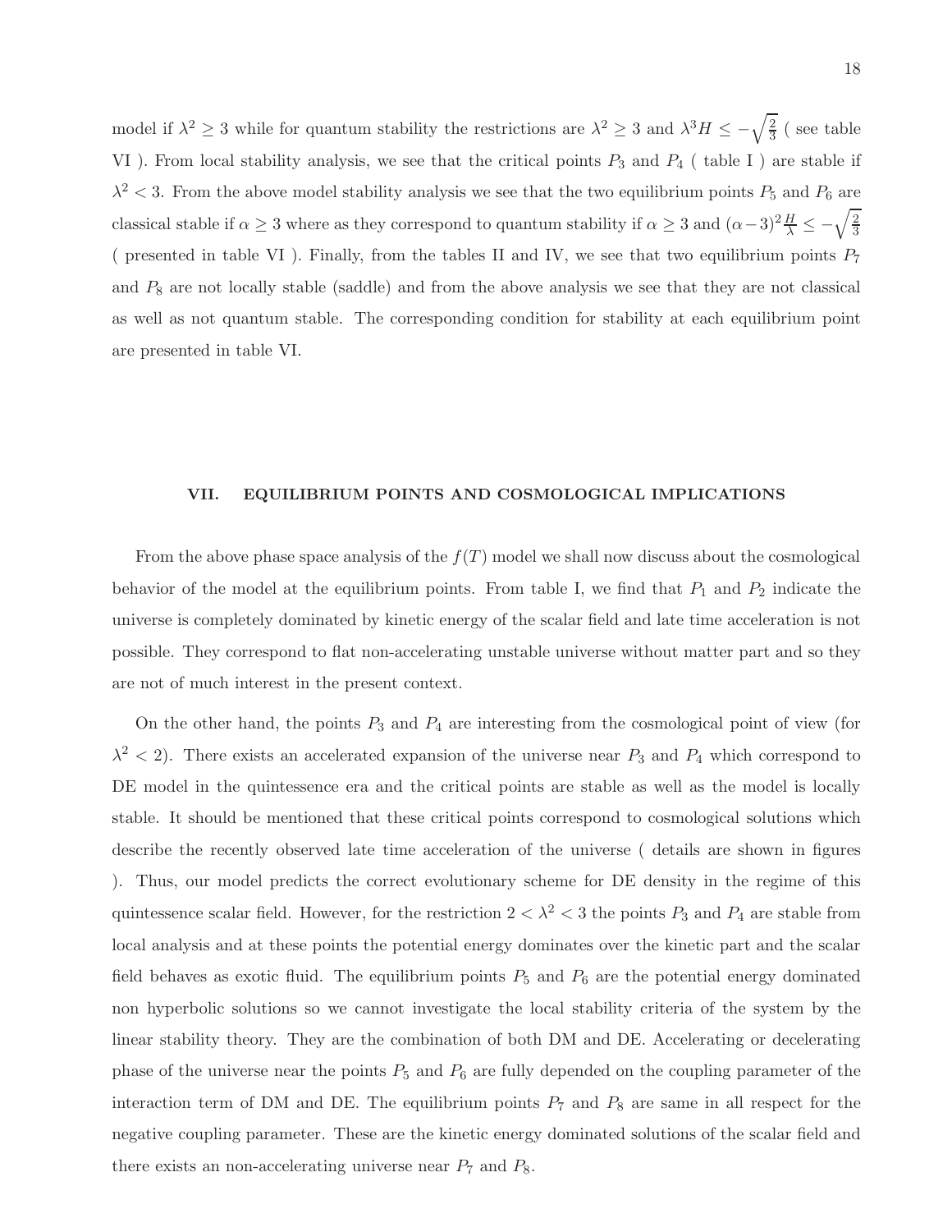model if $\lambda^2 \geq 3$ while for quantum stability the restrictions are $\lambda^2 \geq 3$ and $\lambda^3 H \leq -\sqrt{\frac{2}{3}}$ ( see table VI ). From local stability analysis, we see that the critical points $P_3$ and $P_4$ ( table I ) are stable if $\lambda^2 < 3$. From the above model stability analysis we see that the two equilibrium points $P_5$ and $P_6$ are classical stable if $\alpha \geq 3$ where as they correspond to quantum stability if $\alpha \geq 3$ and $(\alpha-3)^2 \frac{H}{\lambda} \leq -\sqrt{\frac{2}{3}}$ ( presented in table VI ). Finally, from the tables II and IV, we see that two equilibrium points $P_7$ and $P_8$ are not locally stable (saddle) and from the above analysis we see that they are not classical as well as not quantum stable. The corresponding condition for stability at each equilibrium point are presented in table VI.

## VII. EQUILIBRIUM POINTS AND COSMOLOGICAL IMPLICATIONS

From the above phase space analysis of the $f(T)$ model we shall now discuss about the cosmological behavior of the model at the equilibrium points. From table I, we find that $P_1$ and $P_2$ indicate the universe is completely dominated by kinetic energy of the scalar field and late time acceleration is not possible. They correspond to flat non-accelerating unstable universe without matter part and so they are not of much interest in the present context.

On the other hand, the points $P_3$ and $P_4$ are interesting from the cosmological point of view (for $\lambda^2 < 2$). There exists an accelerated expansion of the universe near $P_3$ and $P_4$ which correspond to DE model in the quintessence era and the critical points are stable as well as the model is locally stable. It should be mentioned that these critical points correspond to cosmological solutions which describe the recently observed late time acceleration of the universe ( details are shown in figures ). Thus, our model predicts the correct evolutionary scheme for DE density in the regime of this quintessence scalar field. However, for the restriction $2 < \lambda^2 < 3$ the points $P_3$ and $P_4$ are stable from local analysis and at these points the potential energy dominates over the kinetic part and the scalar field behaves as exotic fluid. The equilibrium points $P_5$ and $P_6$ are the potential energy dominated non hyperbolic solutions so we cannot investigate the local stability criteria of the system by the linear stability theory. They are the combination of both DM and DE. Accelerating or decelerating phase of the universe near the points $P_5$ and $P_6$ are fully depended on the coupling parameter of the interaction term of DM and DE. The equilibrium points $P_7$ and $P_8$ are same in all respect for the negative coupling parameter. These are the kinetic energy dominated solutions of the scalar field and there exists an non-accelerating universe near $P_7$ and $P_8$.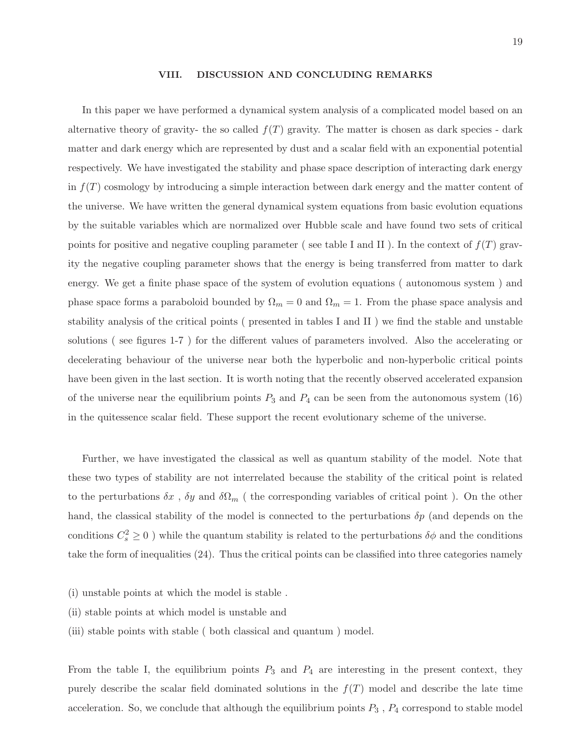## VIII. DISCUSSION AND CONCLUDING REMARKS

In this paper we have performed a dynamical system analysis of a complicated model based on an alternative theory of gravity- the so called $f(T)$ gravity. The matter is chosen as dark species - dark matter and dark energy which are represented by dust and a scalar field with an exponential potential respectively. We have investigated the stability and phase space description of interacting dark energy in $f(T)$ cosmology by introducing a simple interaction between dark energy and the matter content of the universe. We have written the general dynamical system equations from basic evolution equations by the suitable variables which are normalized over Hubble scale and have found two sets of critical points for positive and negative coupling parameter ( see table I and II ). In the context of $f(T)$ gravity the negative coupling parameter shows that the energy is being transferred from matter to dark energy. We get a finite phase space of the system of evolution equations ( autonomous system ) and phase space forms a paraboloid bounded by $\Omega_m = 0$ and $\Omega_m = 1$. From the phase space analysis and stability analysis of the critical points ( presented in tables I and II ) we find the stable and unstable solutions ( see figures 1-7 ) for the different values of parameters involved. Also the accelerating or decelerating behaviour of the universe near both the hyperbolic and non-hyperbolic critical points have been given in the last section. It is worth noting that the recently observed accelerated expansion of the universe near the equilibrium points $P_3$ and $P_4$ can be seen from the autonomous system (16) in the quitessence scalar field. These support the recent evolutionary scheme of the universe.

Further, we have investigated the classical as well as quantum stability of the model. Note that these two types of stability are not interrelated because the stability of the critical point is related to the perturbations $\delta x$ , $\delta y$ and $\delta\Omega_m$ ( the corresponding variables of critical point ). On the other hand, the classical stability of the model is connected to the perturbations $\delta p$ (and depends on the conditions $C_s^2 \geq 0$ ) while the quantum stability is related to the perturbations $\delta\phi$ and the conditions take the form of inequalities (24). Thus the critical points can be classified into three categories namely

(i) unstable points at which the model is stable .
(ii) stable points at which model is unstable and
(iii) stable points with stable ( both classical and quantum ) model.

From the table I, the equilibrium points $P_3$ and $P_4$ are interesting in the present context, they purely describe the scalar field dominated solutions in the $f(T)$ model and describe the late time acceleration. So, we conclude that although the equilibrium points $P_3$ , $P_4$ correspond to stable model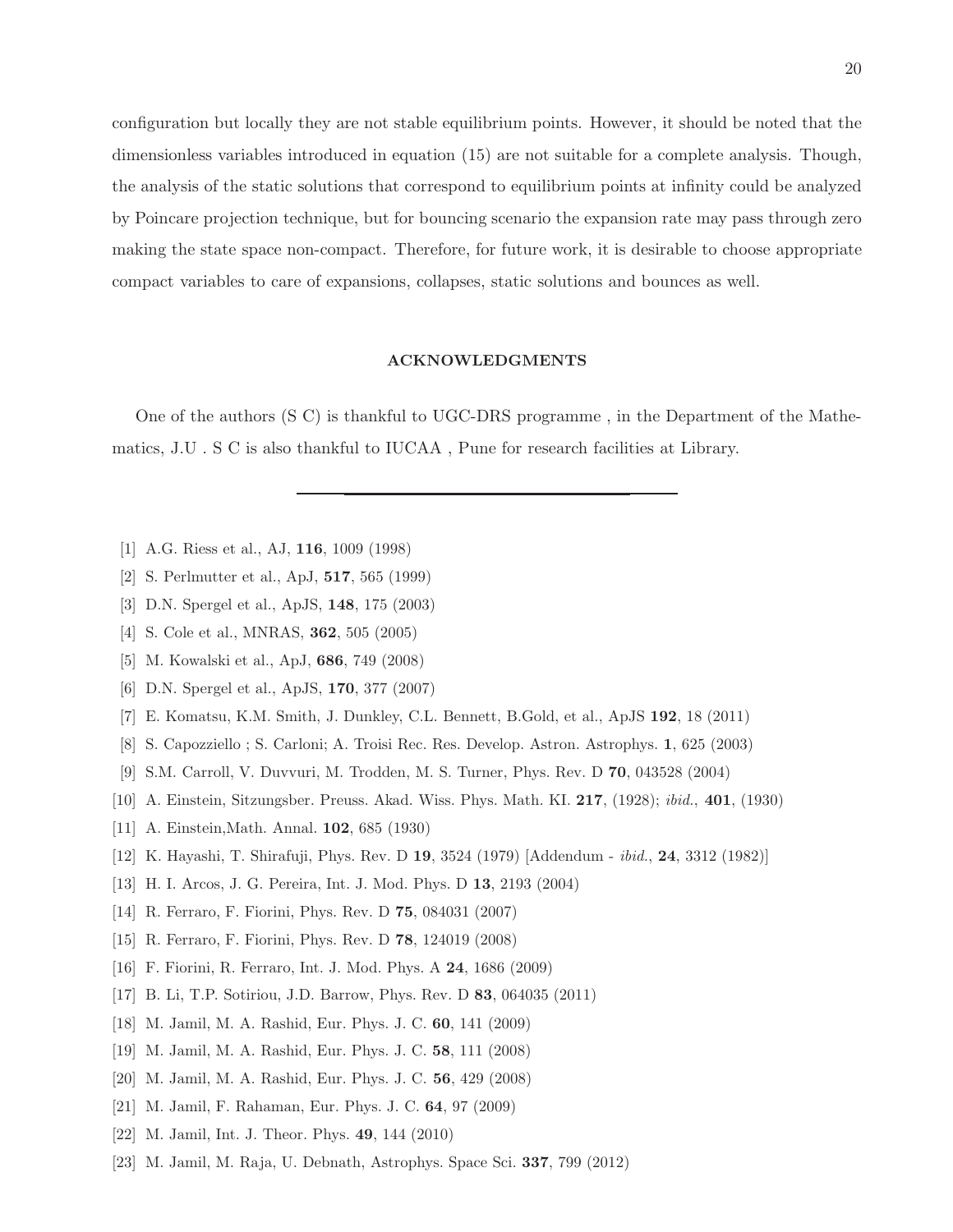configuration but locally they are not stable equilibrium points. However, it should be noted that the dimensionless variables introduced in equation (15) are not suitable for a complete analysis. Though, the analysis of the static solutions that correspond to equilibrium points at infinity could be analyzed by Poincare projection technique, but for bouncing scenario the expansion rate may pass through zero making the state space non-compact. Therefore, for future work, it is desirable to choose appropriate compact variables to care of expansions, collapses, static solutions and bounces as well.

## ACKNOWLEDGMENTS

One of the authors (S C) is thankful to UGC-DRS programme , in the Department of the Mathematics, J.U . S C is also thankful to IUCAA , Pune for research facilities at Library.

---

[1] A.G. Riess et al., AJ, **116**, 1009 (1998)

[2] S. Perlmutter et al., ApJ, **517**, 565 (1999)

[3] D.N. Spergel et al., ApJS, **148**, 175 (2003)

[4] S. Cole et al., MNRAS, **362**, 505 (2005)

[5] M. Kowalski et al., ApJ, **686**, 749 (2008)

[6] D.N. Spergel et al., ApJS, **170**, 377 (2007)

[7] E. Komatsu, K.M. Smith, J. Dunkley, C.L. Bennett, B.Gold, et al., ApJS **192**, 18 (2011)

[8] S. Capozziello ; S. Carloni; A. Troisi Rec. Res. Develop. Astron. Astrophys. **1**, 625 (2003)

[9] S.M. Carroll, V. Duvvuri, M. Trodden, M. S. Turner, Phys. Rev. D **70**, 043528 (2004)

[10] A. Einstein, Sitzungsber. Preuss. Akad. Wiss. Phys. Math. KI. **217**, (1928); *ibid.*, **401**, (1930)

[11] A. Einstein,Math. Annal. **102**, 685 (1930)

[12] K. Hayashi, T. Shirafuji, Phys. Rev. D **19**, 3524 (1979) [Addendum - *ibid.*, **24**, 3312 (1982)]

[13] H. I. Arcos, J. G. Pereira, Int. J. Mod. Phys. D **13**, 2193 (2004)

[14] R. Ferraro, F. Fiorini, Phys. Rev. D **75**, 084031 (2007)

[15] R. Ferraro, F. Fiorini, Phys. Rev. D **78**, 124019 (2008)

[16] F. Fiorini, R. Ferraro, Int. J. Mod. Phys. A **24**, 1686 (2009)

[17] B. Li, T.P. Sotiriou, J.D. Barrow, Phys. Rev. D **83**, 064035 (2011)

[18] M. Jamil, M. A. Rashid, Eur. Phys. J. C. **60**, 141 (2009)

[19] M. Jamil, M. A. Rashid, Eur. Phys. J. C. **58**, 111 (2008)

[20] M. Jamil, M. A. Rashid, Eur. Phys. J. C. **56**, 429 (2008)

[21] M. Jamil, F. Rahaman, Eur. Phys. J. C. **64**, 97 (2009)

[22] M. Jamil, Int. J. Theor. Phys. **49**, 144 (2010)

[23] M. Jamil, M. Raja, U. Debnath, Astrophys. Space Sci. **337**, 799 (2012)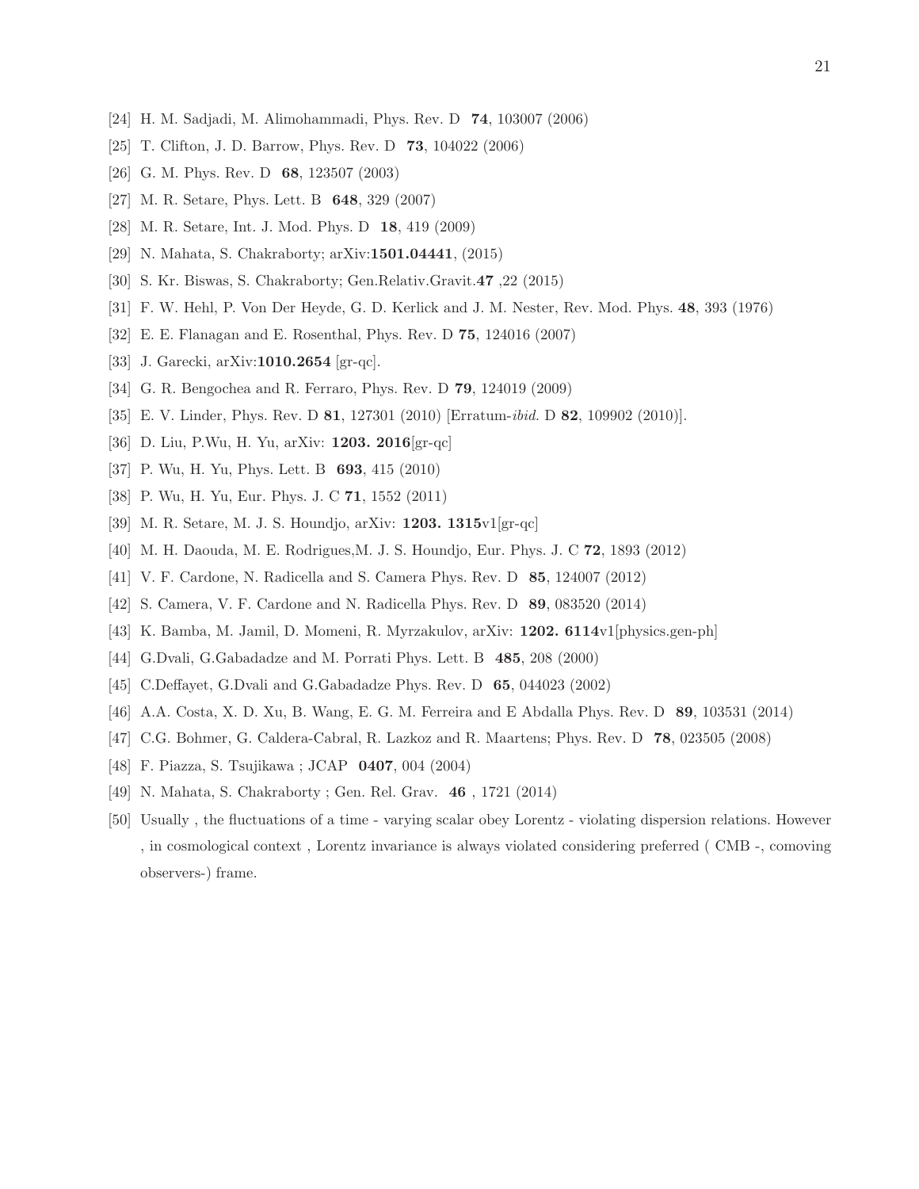[24] H. M. Sadjadi, M. Alimohammadi, Phys. Rev. D **74**, 103007 (2006)

[25] T. Clifton, J. D. Barrow, Phys. Rev. D **73**, 104022 (2006)

[26] G. M. Phys. Rev. D **68**, 123507 (2003)

[27] M. R. Setare, Phys. Lett. B **648**, 329 (2007)

[28] M. R. Setare, Int. J. Mod. Phys. D **18**, 419 (2009)

[29] N. Mahata, S. Chakraborty; arXiv:**1501.04441**, (2015)

[30] S. Kr. Biswas, S. Chakraborty; Gen.Relativ.Gravit.**47** ,22 (2015)

[31] F. W. Hehl, P. Von Der Heyde, G. D. Kerlick and J. M. Nester, Rev. Mod. Phys. **48**, 393 (1976)

[32] E. E. Flanagan and E. Rosenthal, Phys. Rev. D **75**, 124016 (2007)

[33] J. Garecki, arXiv:**1010.2654** [gr-qc].

[34] G. R. Bengochea and R. Ferraro, Phys. Rev. D **79**, 124019 (2009)

[35] E. V. Linder, Phys. Rev. D **81**, 127301 (2010) [Erratum-*ibid.* D **82**, 109902 (2010)].

[36] D. Liu, P.Wu, H. Yu, arXiv: **1203. 2016**[gr-qc]

[37] P. Wu, H. Yu, Phys. Lett. B **693**, 415 (2010)

[38] P. Wu, H. Yu, Eur. Phys. J. C **71**, 1552 (2011)

[39] M. R. Setare, M. J. S. Houndjo, arXiv: **1203. 1315**v1[gr-qc]

[40] M. H. Daouda, M. E. Rodrigues,M. J. S. Houndjo, Eur. Phys. J. C **72**, 1893 (2012)

[41] V. F. Cardone, N. Radicella and S. Camera Phys. Rev. D **85**, 124007 (2012)

[42] S. Camera, V. F. Cardone and N. Radicella Phys. Rev. D **89**, 083520 (2014)

[43] K. Bamba, M. Jamil, D. Momeni, R. Myrzakulov, arXiv: **1202. 6114**v1[physics.gen-ph]

[44] G.Dvali, G.Gabadadze and M. Porrati Phys. Lett. B **485**, 208 (2000)

[45] C.Deffayet, G.Dvali and G.Gabadadze Phys. Rev. D **65**, 044023 (2002)

[46] A.A. Costa, X. D. Xu, B. Wang, E. G. M. Ferreira and E Abdalla Phys. Rev. D **89**, 103531 (2014)

[47] C.G. Bohmer, G. Caldera-Cabral, R. Lazkoz and R. Maartens; Phys. Rev. D **78**, 023505 (2008)

[48] F. Piazza, S. Tsujikawa ; JCAP **0407**, 004 (2004)

[49] N. Mahata, S. Chakraborty ; Gen. Rel. Grav. **46** , 1721 (2014)

[50] Usually , the fluctuations of a time - varying scalar obey Lorentz - violating dispersion relations. However , in cosmological context , Lorentz invariance is always violated considering preferred ( CMB -, comoving observers-) frame.